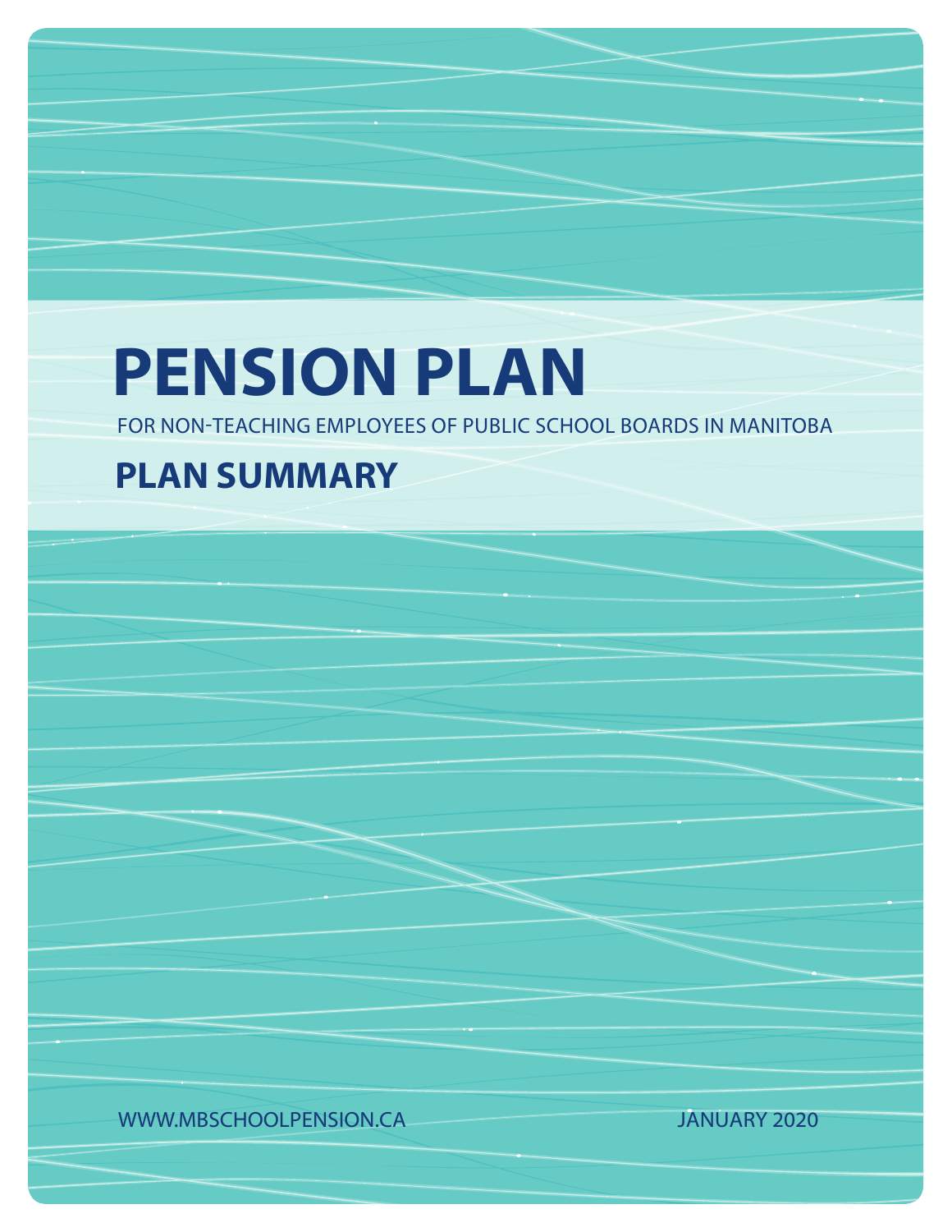# PENSION PLAN

FOR NON-TEACHING EMPLOYEES OF PUBLIC SCHOOL BOARDS IN MANITOBA

## PLAN SUMMARY

WWW.MBSCHOOLPENSION.CA

JANUARY 2020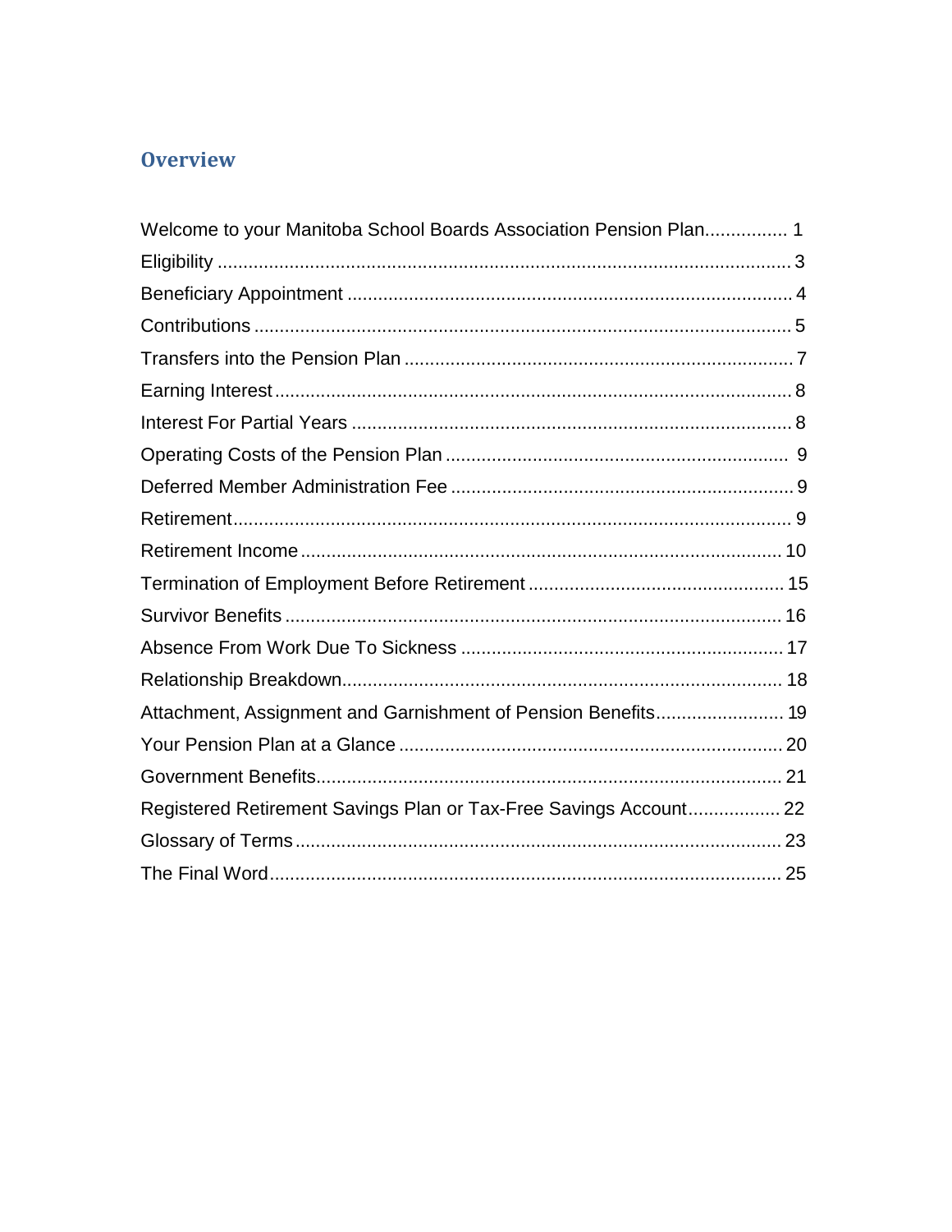## Overview

| | |
|---|---|
| Welcome to your Manitoba School Boards Association Pension Plan | 1 |
| Eligibility | 3 |
| Beneficiary Appointment | 4 |
| Contributions | 5 |
| Transfers into the Pension Plan | 7 |
| Earning Interest | 8 |
| Interest For Partial Years | 8 |
| Operating Costs of the Pension Plan | 9 |
| Deferred Member Administration Fee | 9 |
| Retirement | 9 |
| Retirement Income | 10 |
| Termination of Employment Before Retirement | 15 |
| Survivor Benefits | 16 |
| Absence From Work Due To Sickness | 17 |
| Relationship Breakdown | 18 |
| Attachment, Assignment and Garnishment of Pension Benefits | 19 |
| Your Pension Plan at a Glance | 20 |
| Government Benefits | 21 |
| Registered Retirement Savings Plan or Tax-Free Savings Account | 22 |
| Glossary of Terms | 23 |
| The Final Word | 25 |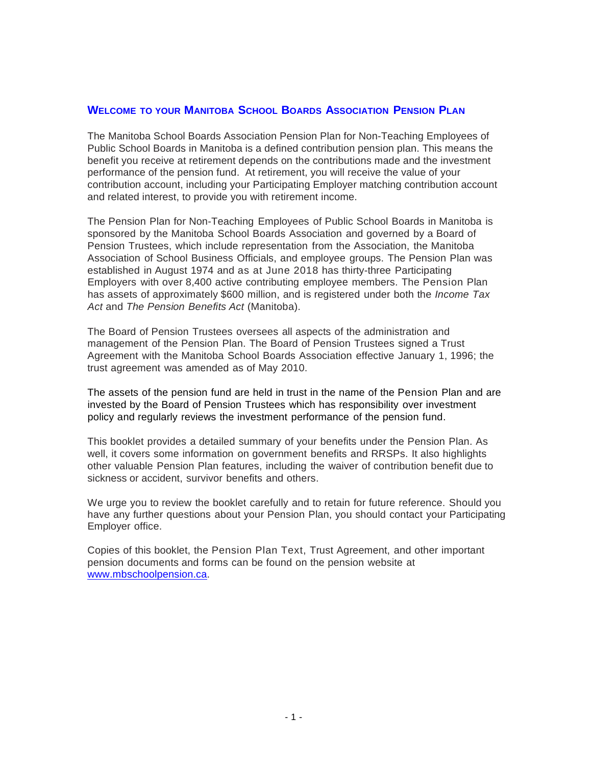## Welcome to your Manitoba School Boards Association Pension Plan

The Manitoba School Boards Association Pension Plan for Non-Teaching Employees of Public School Boards in Manitoba is a defined contribution pension plan. This means the benefit you receive at retirement depends on the contributions made and the investment performance of the pension fund. At retirement, you will receive the value of your contribution account, including your Participating Employer matching contribution account and related interest, to provide you with retirement income.

The Pension Plan for Non-Teaching Employees of Public School Boards in Manitoba is sponsored by the Manitoba School Boards Association and governed by a Board of Pension Trustees, which include representation from the Association, the Manitoba Association of School Business Officials, and employee groups. The Pension Plan was established in August 1974 and as at June 2018 has thirty-three Participating Employers with over 8,400 active contributing employee members. The Pension Plan has assets of approximately $600 million, and is registered under both the *Income Tax Act* and *The Pension Benefits Act* (Manitoba).

The Board of Pension Trustees oversees all aspects of the administration and management of the Pension Plan. The Board of Pension Trustees signed a Trust Agreement with the Manitoba School Boards Association effective January 1, 1996; the trust agreement was amended as of May 2010.

The assets of the pension fund are held in trust in the name of the Pension Plan and are invested by the Board of Pension Trustees which has responsibility over investment policy and regularly reviews the investment performance of the pension fund.

This booklet provides a detailed summary of your benefits under the Pension Plan. As well, it covers some information on government benefits and RRSPs. It also highlights other valuable Pension Plan features, including the waiver of contribution benefit due to sickness or accident, survivor benefits and others.

We urge you to review the booklet carefully and to retain for future reference. Should you have any further questions about your Pension Plan, you should contact your Participating Employer office.

Copies of this booklet, the Pension Plan Text, Trust Agreement, and other important pension documents and forms can be found on the pension website at [www.mbschoolpension.ca](http://www.mbschoolpension.ca).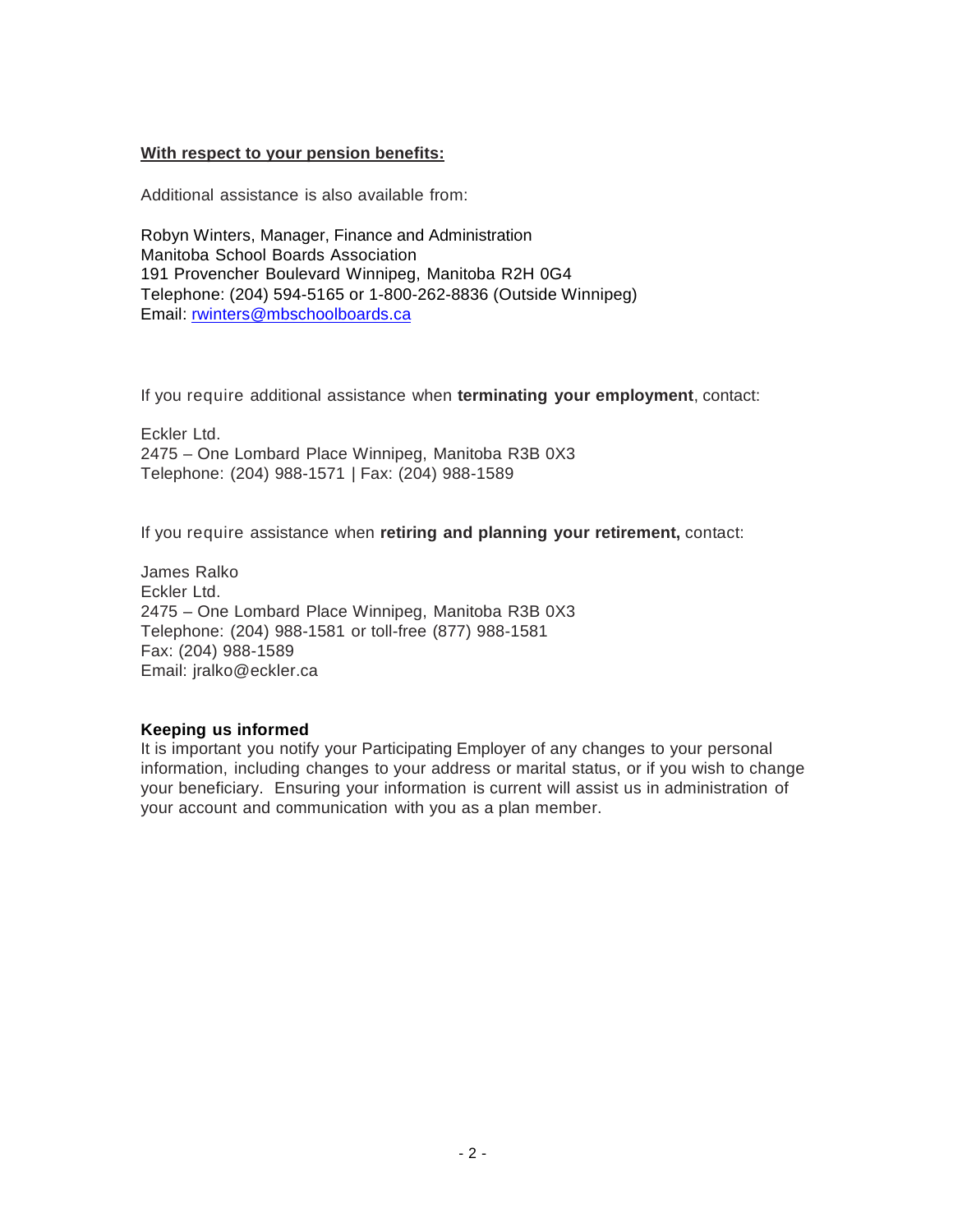**<u>With respect to your pension benefits:</u>**

Additional assistance is also available from:

Robyn Winters, Manager, Finance and Administration
Manitoba School Boards Association
191 Provencher Boulevard Winnipeg, Manitoba R2H 0G4
Telephone: (204) 594-5165 or 1-800-262-8836 (Outside Winnipeg)
Email: rwinters@mbschoolboards.ca

If you require additional assistance when **terminating your employment**, contact:

Eckler Ltd.
2475 – One Lombard Place Winnipeg, Manitoba R3B 0X3
Telephone: (204) 988-1571 | Fax: (204) 988-1589

If you require assistance when **retiring and planning your retirement,** contact:

James Ralko
Eckler Ltd.
2475 – One Lombard Place Winnipeg, Manitoba R3B 0X3
Telephone: (204) 988-1581 or toll-free (877) 988-1581
Fax: (204) 988-1589
Email: jralko@eckler.ca

**Keeping us informed**

It is important you notify your Participating Employer of any changes to your personal information, including changes to your address or marital status, or if you wish to change your beneficiary. Ensuring your information is current will assist us in administration of your account and communication with you as a plan member.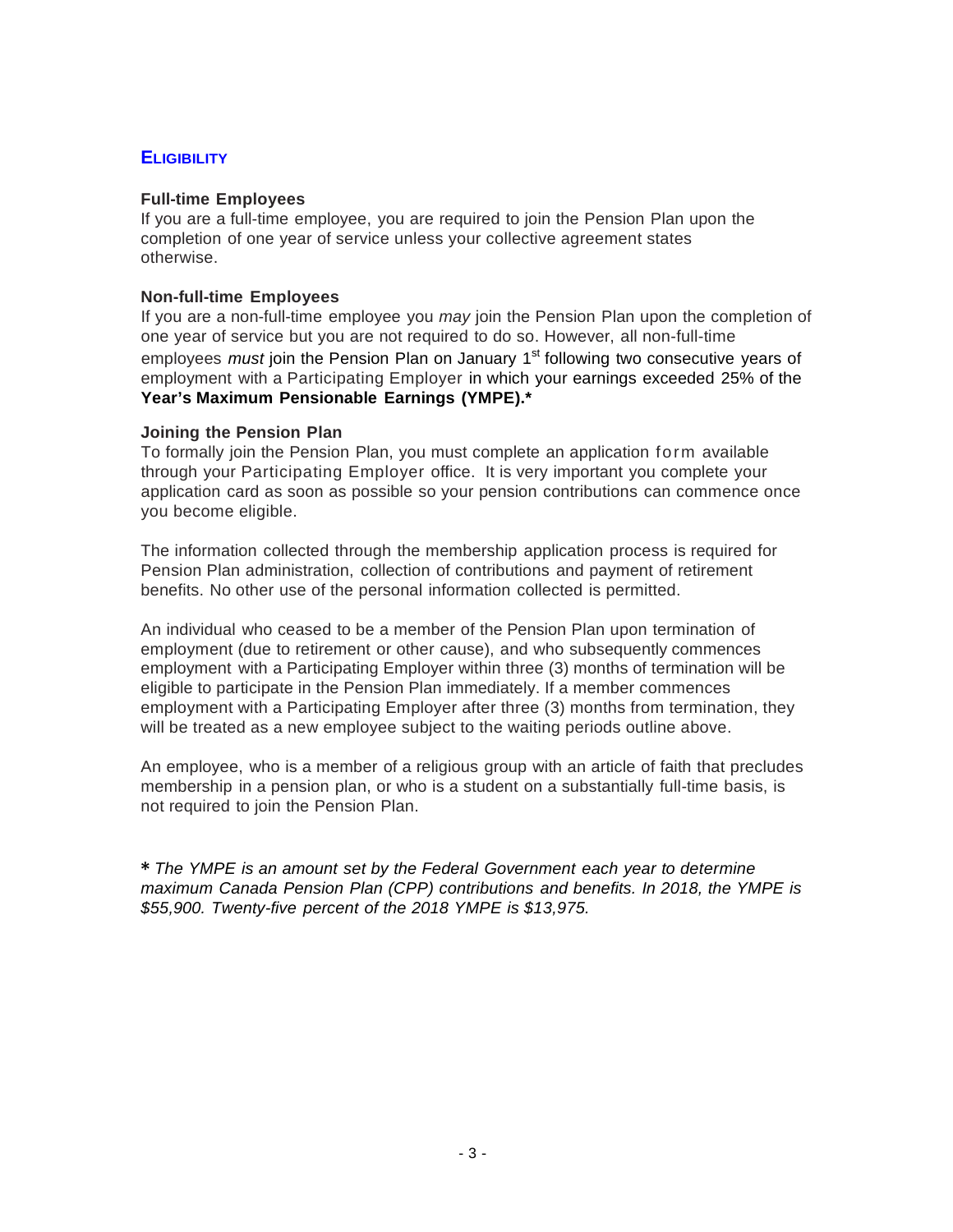## ELIGIBILITY

### Full-time Employees

If you are a full-time employee, you are required to join the Pension Plan upon the completion of one year of service unless your collective agreement states otherwise.

### Non-full-time Employees

If you are a non-full-time employee you *may* join the Pension Plan upon the completion of one year of service but you are not required to do so. However, all non-full-time employees *must* join the Pension Plan on January 1st following two consecutive years of employment with a Participating Employer in which your earnings exceeded 25% of the **Year's Maximum Pensionable Earnings (YMPE).***

### Joining the Pension Plan

To formally join the Pension Plan, you must complete an application form available through your Participating Employer office. It is very important you complete your application card as soon as possible so your pension contributions can commence once you become eligible.

The information collected through the membership application process is required for Pension Plan administration, collection of contributions and payment of retirement benefits. No other use of the personal information collected is permitted.

An individual who ceased to be a member of the Pension Plan upon termination of employment (due to retirement or other cause), and who subsequently commences employment with a Participating Employer within three (3) months of termination will be eligible to participate in the Pension Plan immediately. If a member commences employment with a Participating Employer after three (3) months from termination, they will be treated as a new employee subject to the waiting periods outline above.

An employee, who is a member of a religious group with an article of faith that precludes membership in a pension plan, or who is a student on a substantially full-time basis, is not required to join the Pension Plan.

**\*** *The YMPE is an amount set by the Federal Government each year to determine maximum Canada Pension Plan (CPP) contributions and benefits. In 2018, the YMPE is $55,900. Twenty-five percent of the 2018 YMPE is $13,975.*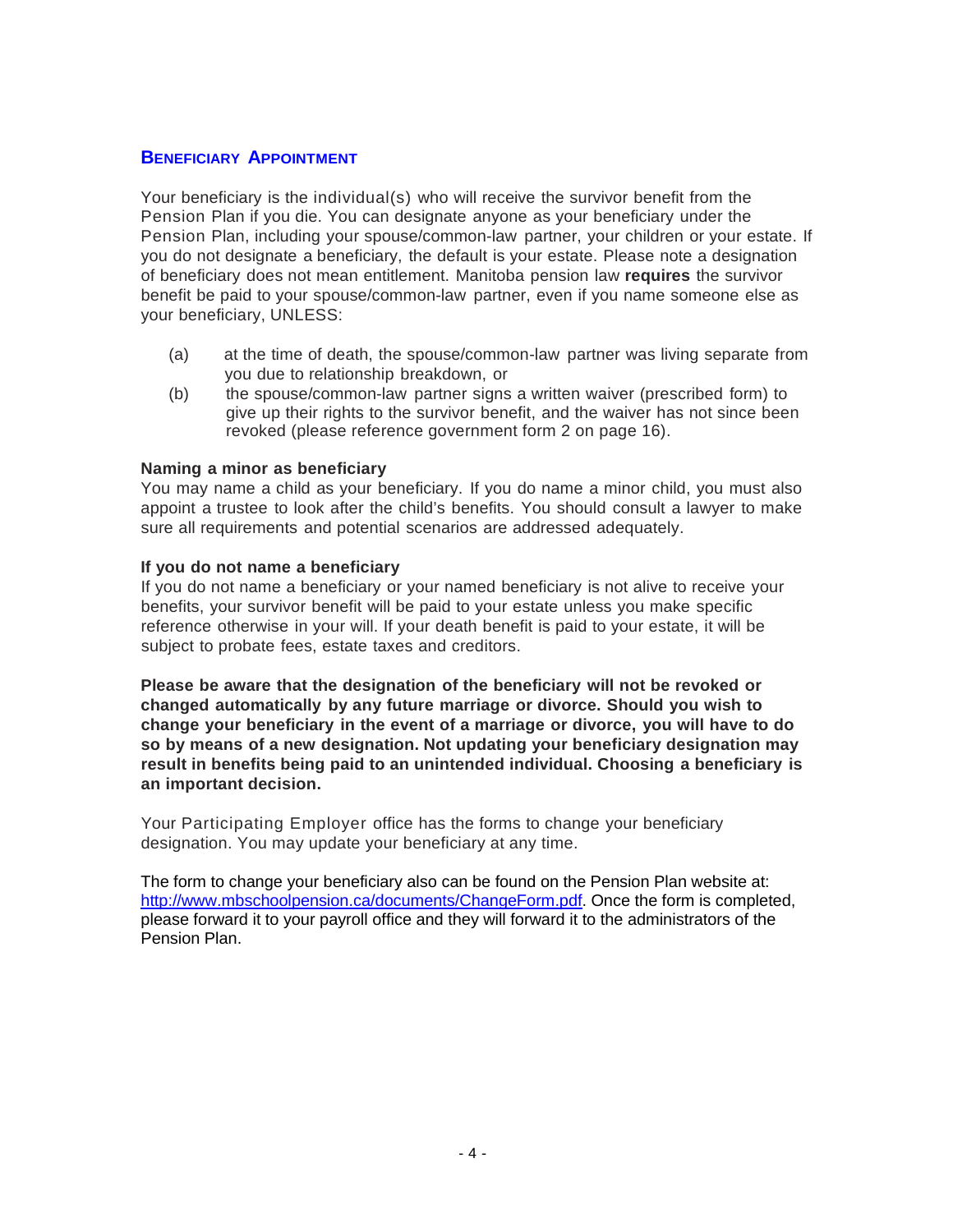## Beneficiary Appointment

Your beneficiary is the individual(s) who will receive the survivor benefit from the Pension Plan if you die. You can designate anyone as your beneficiary under the Pension Plan, including your spouse/common-law partner, your children or your estate. If you do not designate a beneficiary, the default is your estate. Please note a designation of beneficiary does not mean entitlement. Manitoba pension law **requires** the survivor benefit be paid to your spouse/common-law partner, even if you name someone else as your beneficiary, UNLESS:

(a) at the time of death, the spouse/common-law partner was living separate from you due to relationship breakdown, or

(b) the spouse/common-law partner signs a written waiver (prescribed form) to give up their rights to the survivor benefit, and the waiver has not since been revoked (please reference government form 2 on page 16).

**Naming a minor as beneficiary**

You may name a child as your beneficiary. If you do name a minor child, you must also appoint a trustee to look after the child's benefits. You should consult a lawyer to make sure all requirements and potential scenarios are addressed adequately.

**If you do not name a beneficiary**

If you do not name a beneficiary or your named beneficiary is not alive to receive your benefits, your survivor benefit will be paid to your estate unless you make specific reference otherwise in your will. If your death benefit is paid to your estate, it will be subject to probate fees, estate taxes and creditors.

**Please be aware that the designation of the beneficiary will not be revoked or changed automatically by any future marriage or divorce. Should you wish to change your beneficiary in the event of a marriage or divorce, you will have to do so by means of a new designation. Not updating your beneficiary designation may result in benefits being paid to an unintended individual. Choosing a beneficiary is an important decision.**

Your Participating Employer office has the forms to change your beneficiary designation. You may update your beneficiary at any time.

The form to change your beneficiary also can be found on the Pension Plan website at: [http://www.mbschoolpension.ca/documents/ChangeForm.pdf](http://www.mbschoolpension.ca/documents/ChangeForm.pdf). Once the form is completed, please forward it to your payroll office and they will forward it to the administrators of the Pension Plan.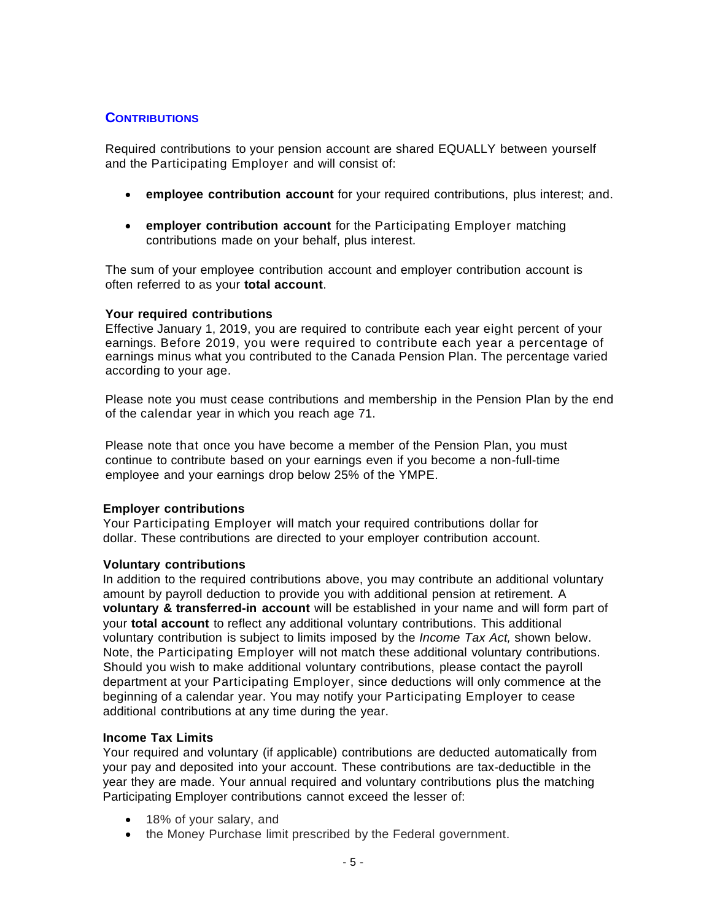## Contributions

Required contributions to your pension account are shared EQUALLY between yourself and the Participating Employer and will consist of:

- **employee contribution account** for your required contributions, plus interest; and.
- **employer contribution account** for the Participating Employer matching contributions made on your behalf, plus interest.

The sum of your employee contribution account and employer contribution account is often referred to as your **total account**.

### Your required contributions

Effective January 1, 2019, you are required to contribute each year eight percent of your earnings. Before 2019, you were required to contribute each year a percentage of earnings minus what you contributed to the Canada Pension Plan. The percentage varied according to your age.

Please note you must cease contributions and membership in the Pension Plan by the end of the calendar year in which you reach age 71.

Please note that once you have become a member of the Pension Plan, you must continue to contribute based on your earnings even if you become a non-full-time employee and your earnings drop below 25% of the YMPE.

### Employer contributions

Your Participating Employer will match your required contributions dollar for dollar. These contributions are directed to your employer contribution account.

### Voluntary contributions

In addition to the required contributions above, you may contribute an additional voluntary amount by payroll deduction to provide you with additional pension at retirement. A **voluntary & transferred-in account** will be established in your name and will form part of your **total account** to reflect any additional voluntary contributions. This additional voluntary contribution is subject to limits imposed by the *Income Tax Act,* shown below. Note, the Participating Employer will not match these additional voluntary contributions. Should you wish to make additional voluntary contributions, please contact the payroll department at your Participating Employer, since deductions will only commence at the beginning of a calendar year. You may notify your Participating Employer to cease additional contributions at any time during the year.

### Income Tax Limits

Your required and voluntary (if applicable) contributions are deducted automatically from your pay and deposited into your account. These contributions are tax-deductible in the year they are made. Your annual required and voluntary contributions plus the matching Participating Employer contributions cannot exceed the lesser of:

- 18% of your salary, and
- the Money Purchase limit prescribed by the Federal government.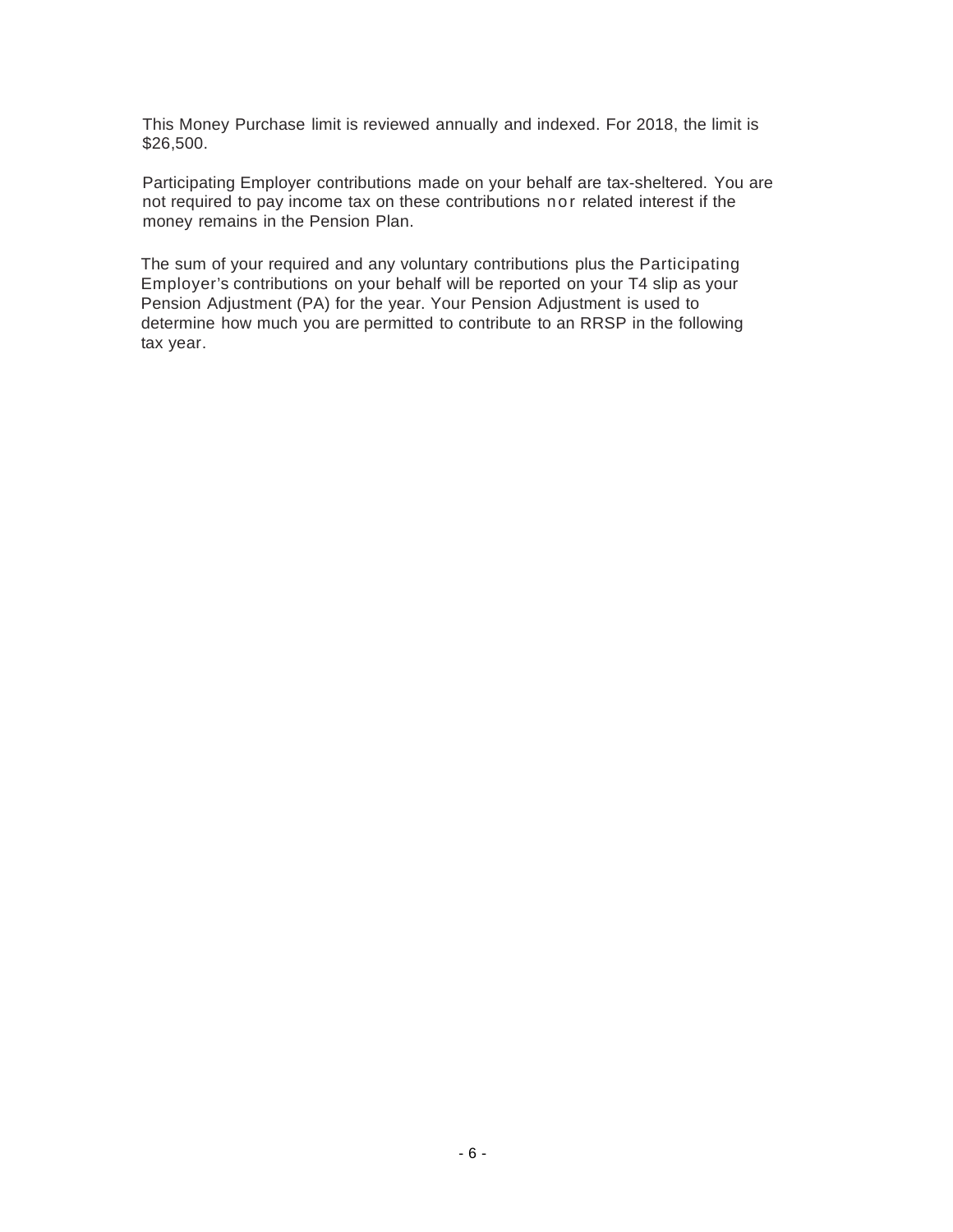This Money Purchase limit is reviewed annually and indexed. For 2018, the limit is $26,500.

Participating Employer contributions made on your behalf are tax-sheltered. You are not required to pay income tax on these contributions nor related interest if the money remains in the Pension Plan.

The sum of your required and any voluntary contributions plus the Participating Employer's contributions on your behalf will be reported on your T4 slip as your Pension Adjustment (PA) for the year. Your Pension Adjustment is used to determine how much you are permitted to contribute to an RRSP in the following tax year.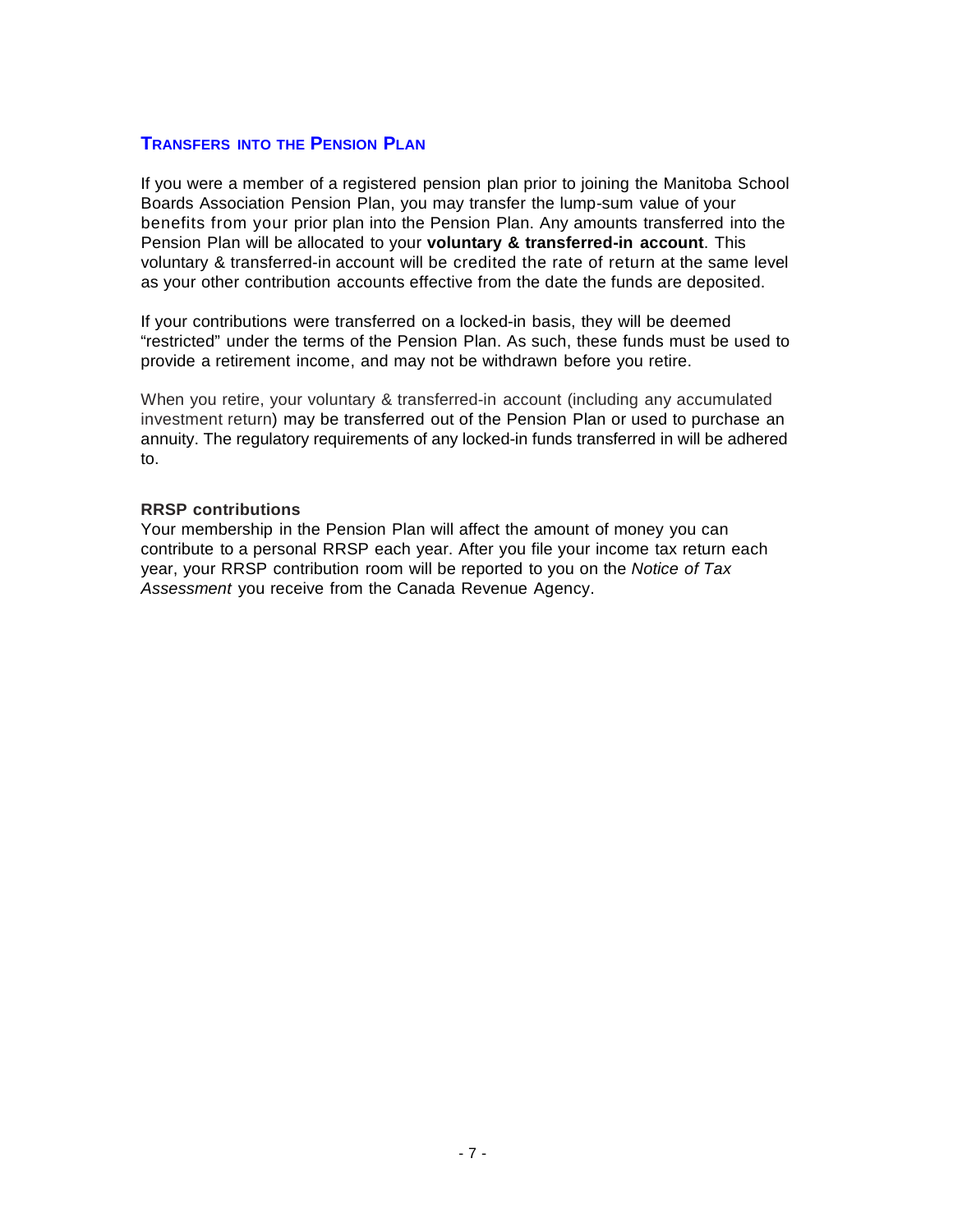## TRANSFERS INTO THE PENSION PLAN

If you were a member of a registered pension plan prior to joining the Manitoba School Boards Association Pension Plan, you may transfer the lump-sum value of your benefits from your prior plan into the Pension Plan. Any amounts transferred into the Pension Plan will be allocated to your **voluntary & transferred-in account**. This voluntary & transferred-in account will be credited the rate of return at the same level as your other contribution accounts effective from the date the funds are deposited.

If your contributions were transferred on a locked-in basis, they will be deemed "restricted" under the terms of the Pension Plan. As such, these funds must be used to provide a retirement income, and may not be withdrawn before you retire.

When you retire, your voluntary & transferred-in account (including any accumulated investment return) may be transferred out of the Pension Plan or used to purchase an annuity. The regulatory requirements of any locked-in funds transferred in will be adhered to.

### RRSP contributions

Your membership in the Pension Plan will affect the amount of money you can contribute to a personal RRSP each year. After you file your income tax return each year, your RRSP contribution room will be reported to you on the *Notice of Tax Assessment* you receive from the Canada Revenue Agency.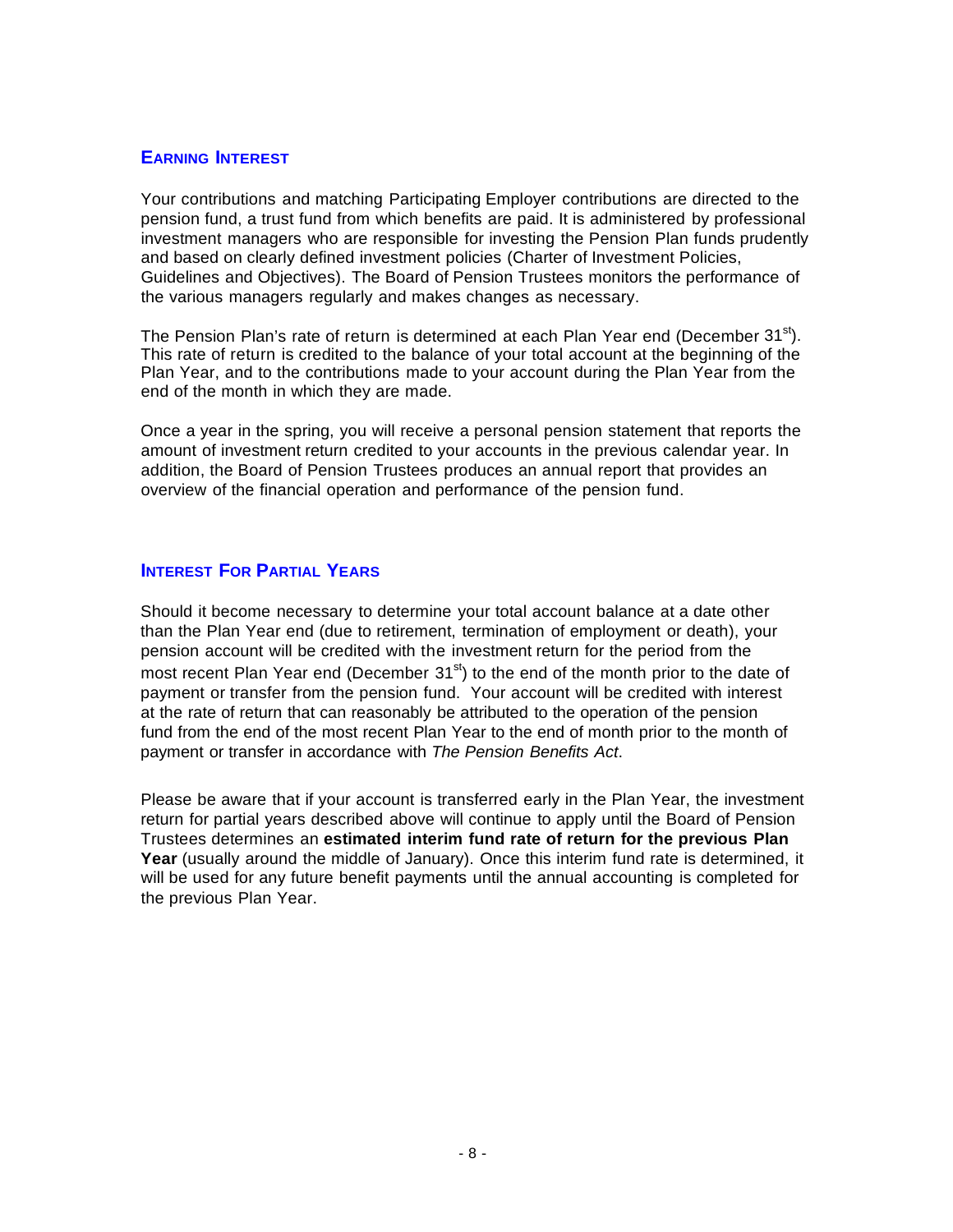## Earning Interest

Your contributions and matching Participating Employer contributions are directed to the pension fund, a trust fund from which benefits are paid. It is administered by professional investment managers who are responsible for investing the Pension Plan funds prudently and based on clearly defined investment policies (Charter of Investment Policies, Guidelines and Objectives). The Board of Pension Trustees monitors the performance of the various managers regularly and makes changes as necessary.

The Pension Plan's rate of return is determined at each Plan Year end (December 31st). This rate of return is credited to the balance of your total account at the beginning of the Plan Year, and to the contributions made to your account during the Plan Year from the end of the month in which they are made.

Once a year in the spring, you will receive a personal pension statement that reports the amount of investment return credited to your accounts in the previous calendar year. In addition, the Board of Pension Trustees produces an annual report that provides an overview of the financial operation and performance of the pension fund.

## Interest For Partial Years

Should it become necessary to determine your total account balance at a date other than the Plan Year end (due to retirement, termination of employment or death), your pension account will be credited with the investment return for the period from the most recent Plan Year end (December 31st) to the end of the month prior to the date of payment or transfer from the pension fund. Your account will be credited with interest at the rate of return that can reasonably be attributed to the operation of the pension fund from the end of the most recent Plan Year to the end of month prior to the month of payment or transfer in accordance with *The Pension Benefits Act*.

Please be aware that if your account is transferred early in the Plan Year, the investment return for partial years described above will continue to apply until the Board of Pension Trustees determines an **estimated interim fund rate of return for the previous Plan Year** (usually around the middle of January). Once this interim fund rate is determined, it will be used for any future benefit payments until the annual accounting is completed for the previous Plan Year.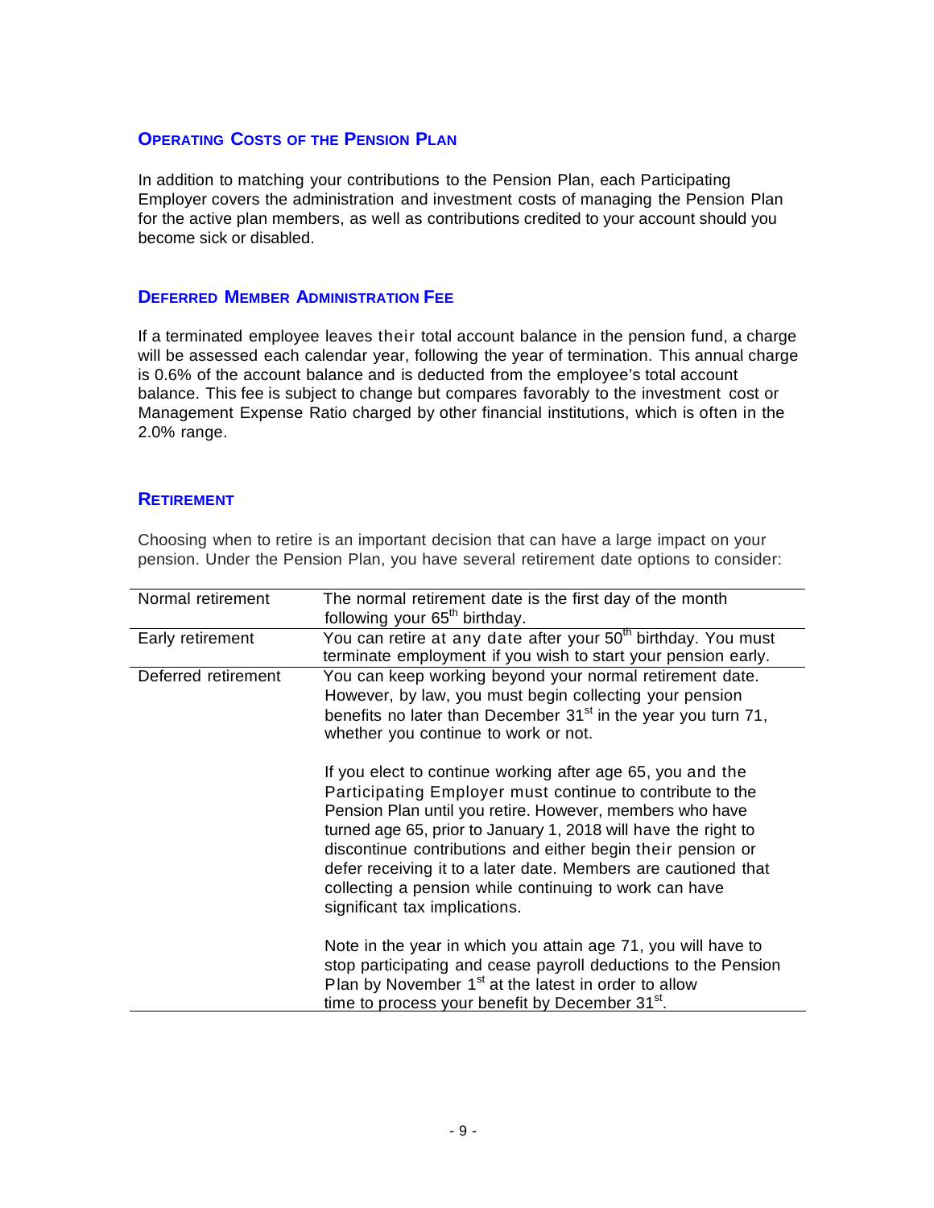## Operating Costs of the Pension Plan

In addition to matching your contributions to the Pension Plan, each Participating Employer covers the administration and investment costs of managing the Pension Plan for the active plan members, as well as contributions credited to your account should you become sick or disabled.

## Deferred Member Administration Fee

If a terminated employee leaves their total account balance in the pension fund, a charge will be assessed each calendar year, following the year of termination. This annual charge is 0.6% of the account balance and is deducted from the employee's total account balance. This fee is subject to change but compares favorably to the investment cost or Management Expense Ratio charged by other financial institutions, which is often in the 2.0% range.

## Retirement

Choosing when to retire is an important decision that can have a large impact on your pension. Under the Pension Plan, you have several retirement date options to consider:

| | |
|---|---|
| Normal retirement | The normal retirement date is the first day of the month following your 65th birthday. |
| Early retirement | You can retire at any date after your 50th birthday. You must terminate employment if you wish to start your pension early. |
| Deferred retirement | You can keep working beyond your normal retirement date. However, by law, you must begin collecting your pension benefits no later than December 31st in the year you turn 71, whether you continue to work or not.<br><br>If you elect to continue working after age 65, you and the Participating Employer must continue to contribute to the Pension Plan until you retire. However, members who have turned age 65, prior to January 1, 2018 will have the right to discontinue contributions and either begin their pension or defer receiving it to a later date. Members are cautioned that collecting a pension while continuing to work can have significant tax implications.<br><br>Note in the year in which you attain age 71, you will have to stop participating and cease payroll deductions to the Pension Plan by November 1st at the latest in order to allow time to process your benefit by December 31st. |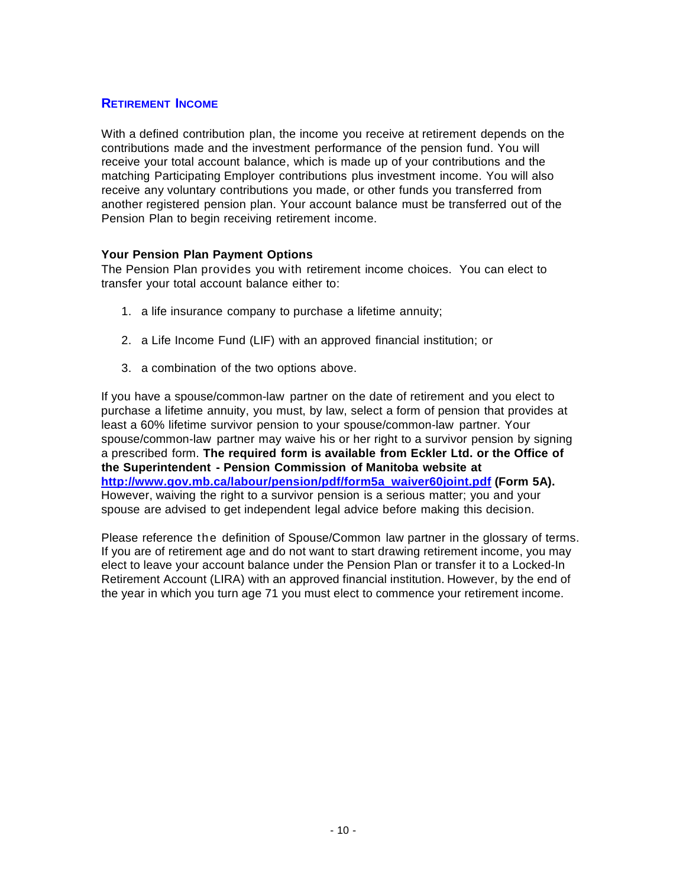## Retirement Income

With a defined contribution plan, the income you receive at retirement depends on the contributions made and the investment performance of the pension fund. You will receive your total account balance, which is made up of your contributions and the matching Participating Employer contributions plus investment income. You will also receive any voluntary contributions you made, or other funds you transferred from another registered pension plan. Your account balance must be transferred out of the Pension Plan to begin receiving retirement income.

### Your Pension Plan Payment Options

The Pension Plan provides you with retirement income choices. You can elect to transfer your total account balance either to:

1. a life insurance company to purchase a lifetime annuity;
2. a Life Income Fund (LIF) with an approved financial institution; or
3. a combination of the two options above.

If you have a spouse/common-law partner on the date of retirement and you elect to purchase a lifetime annuity, you must, by law, select a form of pension that provides at least a 60% lifetime survivor pension to your spouse/common-law partner. Your spouse/common-law partner may waive his or her right to a survivor pension by signing a prescribed form. **The required form is available from Eckler Ltd. or the Office of the Superintendent - Pension Commission of Manitoba website at [http://www.gov.mb.ca/labour/pension/pdf/form5a_waiver60joint.pdf](http://www.gov.mb.ca/labour/pension/pdf/form5a_waiver60joint.pdf) (Form 5A).** However, waiving the right to a survivor pension is a serious matter; you and your spouse are advised to get independent legal advice before making this decision.

Please reference the definition of Spouse/Common law partner in the glossary of terms. If you are of retirement age and do not want to start drawing retirement income, you may elect to leave your account balance under the Pension Plan or transfer it to a Locked-In Retirement Account (LIRA) with an approved financial institution. However, by the end of the year in which you turn age 71 you must elect to commence your retirement income.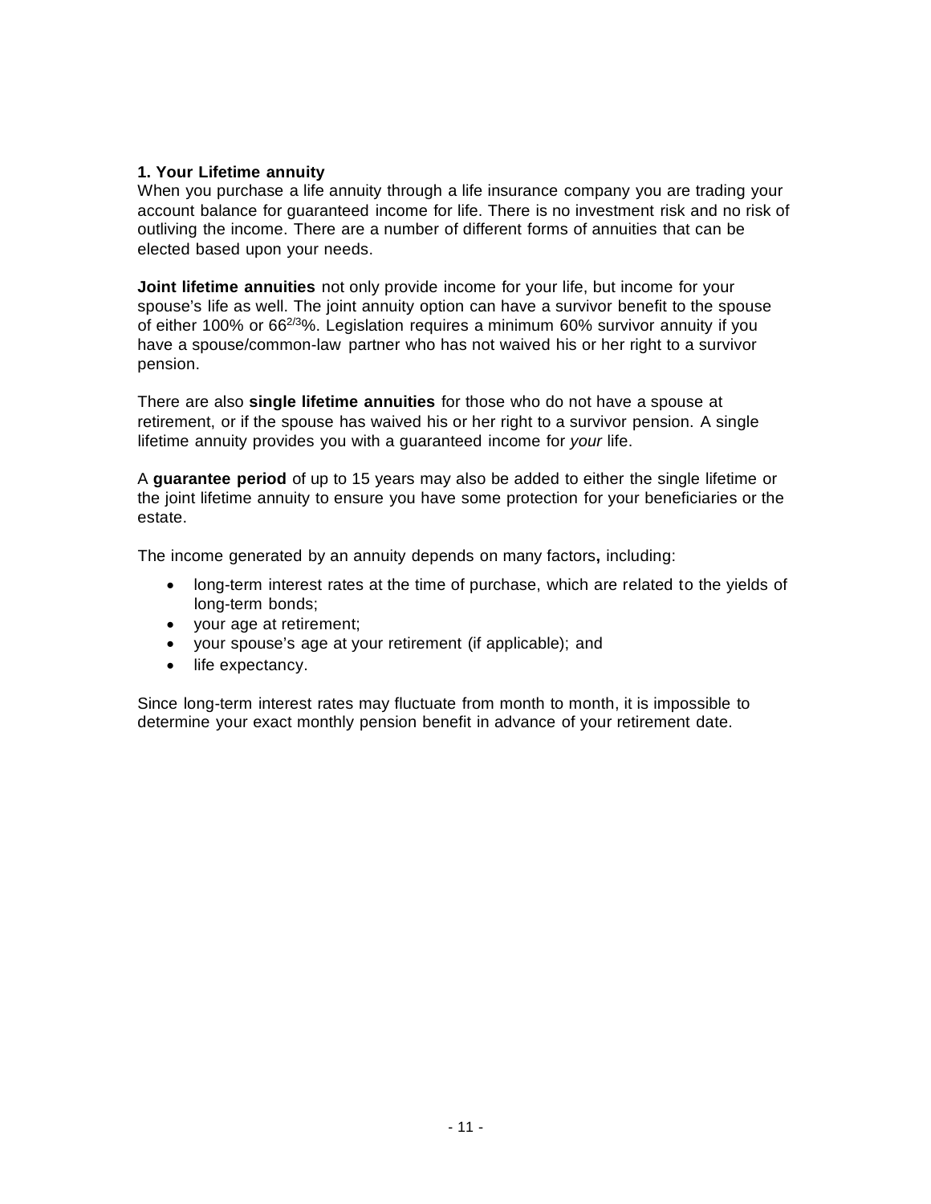**1. Your Lifetime annuity**

When you purchase a life annuity through a life insurance company you are trading your account balance for guaranteed income for life. There is no investment risk and no risk of outliving the income. There are a number of different forms of annuities that can be elected based upon your needs.

**Joint lifetime annuities** not only provide income for your life, but income for your spouse's life as well. The joint annuity option can have a survivor benefit to the spouse of either 100% or $66^{2/3}$%. Legislation requires a minimum 60% survivor annuity if you have a spouse/common-law partner who has not waived his or her right to a survivor pension.

There are also **single lifetime annuities** for those who do not have a spouse at retirement, or if the spouse has waived his or her right to a survivor pension. A single lifetime annuity provides you with a guaranteed income for *your* life.

A **guarantee period** of up to 15 years may also be added to either the single lifetime or the joint lifetime annuity to ensure you have some protection for your beneficiaries or the estate.

The income generated by an annuity depends on many factors**,** including:

- long-term interest rates at the time of purchase, which are related to the yields of long-term bonds;
- your age at retirement;
- your spouse's age at your retirement (if applicable); and
- life expectancy.

Since long-term interest rates may fluctuate from month to month, it is impossible to determine your exact monthly pension benefit in advance of your retirement date.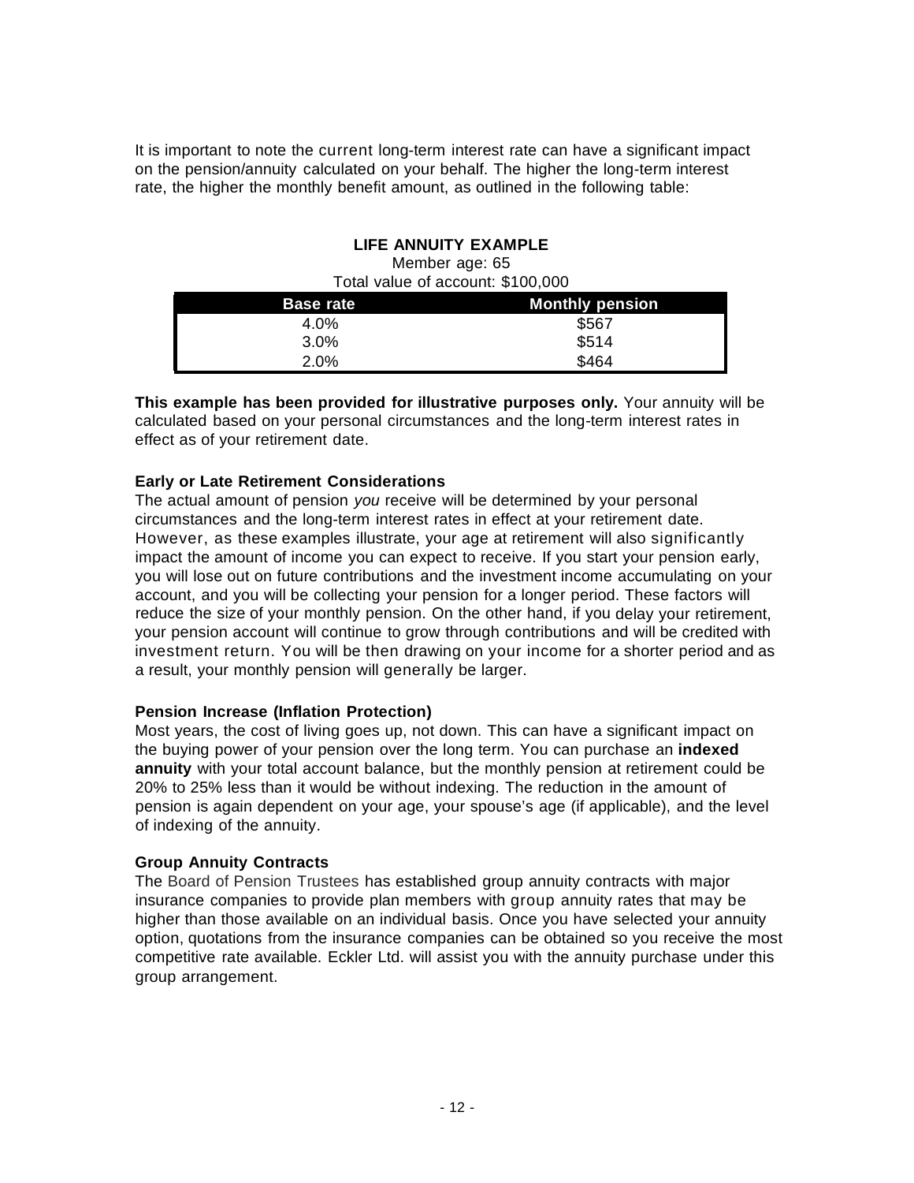It is important to note the current long-term interest rate can have a significant impact on the pension/annuity calculated on your behalf. The higher the long-term interest rate, the higher the monthly benefit amount, as outlined in the following table:

**LIFE ANNUITY EXAMPLE**

Member age: 65

Total value of account: $100,000

| Base rate | Monthly pension |
|---|---|
| 4.0% | $567 |
| 3.0% | $514 |
| 2.0% | $464 |

**This example has been provided for illustrative purposes only.** Your annuity will be calculated based on your personal circumstances and the long-term interest rates in effect as of your retirement date.

**Early or Late Retirement Considerations**

The actual amount of pension *you* receive will be determined by your personal circumstances and the long-term interest rates in effect at your retirement date. However, as these examples illustrate, your age at retirement will also significantly impact the amount of income you can expect to receive. If you start your pension early, you will lose out on future contributions and the investment income accumulating on your account, and you will be collecting your pension for a longer period. These factors will reduce the size of your monthly pension. On the other hand, if you delay your retirement, your pension account will continue to grow through contributions and will be credited with investment return. You will be then drawing on your income for a shorter period and as a result, your monthly pension will generally be larger.

**Pension Increase (Inflation Protection)**

Most years, the cost of living goes up, not down. This can have a significant impact on the buying power of your pension over the long term. You can purchase an **indexed annuity** with your total account balance, but the monthly pension at retirement could be 20% to 25% less than it would be without indexing. The reduction in the amount of pension is again dependent on your age, your spouse's age (if applicable), and the level of indexing of the annuity.

**Group Annuity Contracts**

The Board of Pension Trustees has established group annuity contracts with major insurance companies to provide plan members with group annuity rates that may be higher than those available on an individual basis. Once you have selected your annuity option, quotations from the insurance companies can be obtained so you receive the most competitive rate available. Eckler Ltd. will assist you with the annuity purchase under this group arrangement.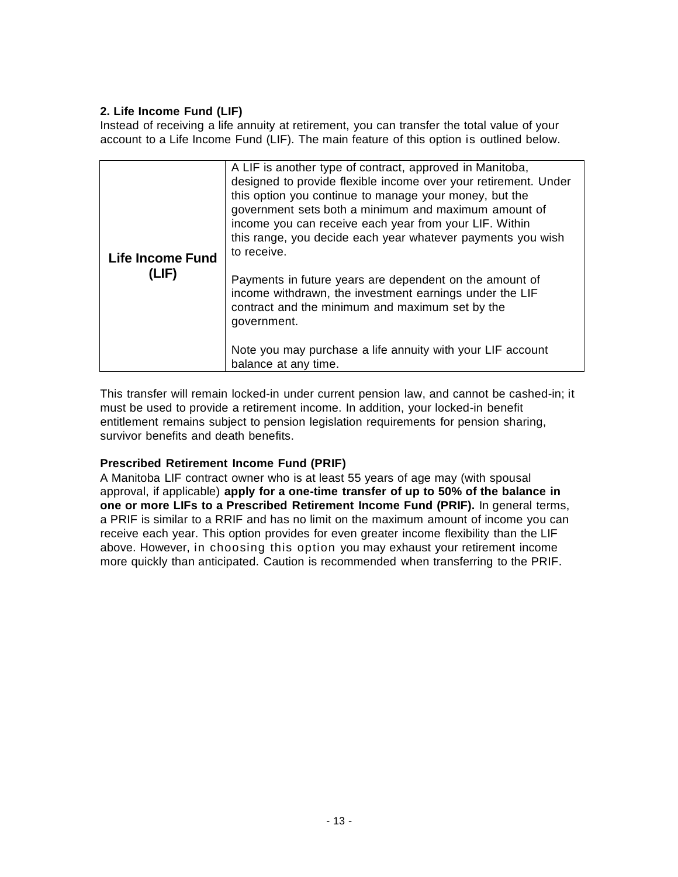**2. Life Income Fund (LIF)**

Instead of receiving a life annuity at retirement, you can transfer the total value of your account to a Life Income Fund (LIF). The main feature of this option is outlined below.

| | |
|---|---|
| **Life Income Fund (LIF)** | A LIF is another type of contract, approved in Manitoba, designed to provide flexible income over your retirement. Under this option you continue to manage your money, but the government sets both a minimum and maximum amount of income you can receive each year from your LIF. Within this range, you decide each year whatever payments you wish to receive.<br><br>Payments in future years are dependent on the amount of income withdrawn, the investment earnings under the LIF contract and the minimum and maximum set by the government.<br><br>Note you may purchase a life annuity with your LIF account balance at any time. |

This transfer will remain locked-in under current pension law, and cannot be cashed-in; it must be used to provide a retirement income. In addition, your locked-in benefit entitlement remains subject to pension legislation requirements for pension sharing, survivor benefits and death benefits.

**Prescribed Retirement Income Fund (PRIF)**

A Manitoba LIF contract owner who is at least 55 years of age may (with spousal approval, if applicable) **apply for a one-time transfer of up to 50% of the balance in one or more LIFs to a Prescribed Retirement Income Fund (PRIF).** In general terms, a PRIF is similar to a RRIF and has no limit on the maximum amount of income you can receive each year. This option provides for even greater income flexibility than the LIF above. However, in choosing this option you may exhaust your retirement income more quickly than anticipated. Caution is recommended when transferring to the PRIF.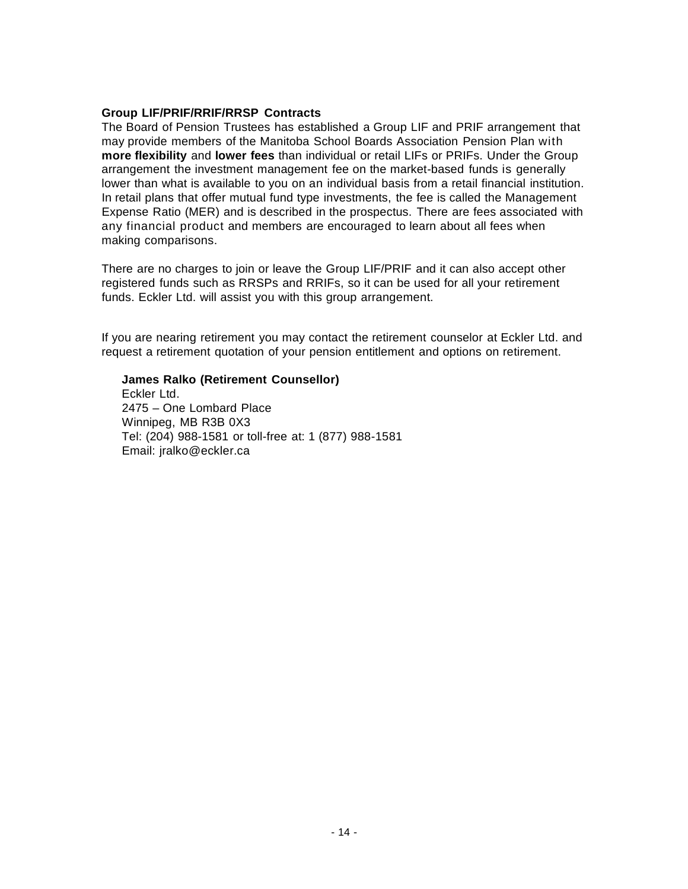**Group LIF/PRIF/RRIF/RRSP Contracts**

The Board of Pension Trustees has established a Group LIF and PRIF arrangement that may provide members of the Manitoba School Boards Association Pension Plan with **more flexibility** and **lower fees** than individual or retail LIFs or PRIFs. Under the Group arrangement the investment management fee on the market-based funds is generally lower than what is available to you on an individual basis from a retail financial institution. In retail plans that offer mutual fund type investments, the fee is called the Management Expense Ratio (MER) and is described in the prospectus. There are fees associated with any financial product and members are encouraged to learn about all fees when making comparisons.

There are no charges to join or leave the Group LIF/PRIF and it can also accept other registered funds such as RRSPs and RRIFs, so it can be used for all your retirement funds. Eckler Ltd. will assist you with this group arrangement.

If you are nearing retirement you may contact the retirement counselor at Eckler Ltd. and request a retirement quotation of your pension entitlement and options on retirement.

**James Ralko (Retirement Counsellor)**
Eckler Ltd.
2475 – One Lombard Place
Winnipeg, MB R3B 0X3
Tel: (204) 988-1581 or toll-free at: 1 (877) 988-1581
Email: jralko@eckler.ca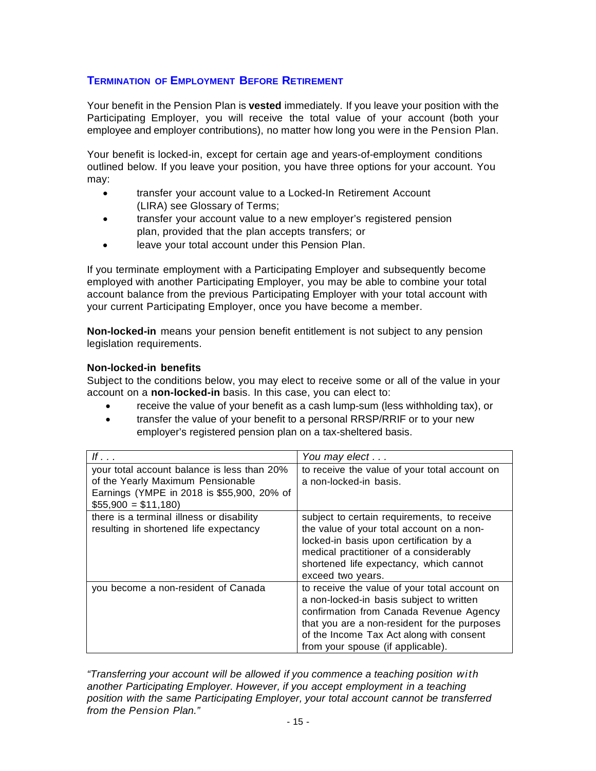## Termination of Employment Before Retirement

Your benefit in the Pension Plan is **vested** immediately. If you leave your position with the Participating Employer, you will receive the total value of your account (both your employee and employer contributions), no matter how long you were in the Pension Plan.

Your benefit is locked-in, except for certain age and years-of-employment conditions outlined below. If you leave your position, you have three options for your account. You may:

- transfer your account value to a Locked-In Retirement Account (LIRA) see Glossary of Terms;
- transfer your account value to a new employer's registered pension plan, provided that the plan accepts transfers; or
- leave your total account under this Pension Plan.

If you terminate employment with a Participating Employer and subsequently become employed with another Participating Employer, you may be able to combine your total account balance from the previous Participating Employer with your total account with your current Participating Employer, once you have become a member.

**Non-locked-in** means your pension benefit entitlement is not subject to any pension legislation requirements.

**Non-locked-in benefits**

Subject to the conditions below, you may elect to receive some or all of the value in your account on a **non-locked-in** basis. In this case, you can elect to:

- receive the value of your benefit as a cash lump-sum (less withholding tax), or
- transfer the value of your benefit to a personal RRSP/RRIF or to your new employer's registered pension plan on a tax-sheltered basis.

| *If . . .* | *You may elect . . .* |
|---|---|
| your total account balance is less than 20% of the Yearly Maximum Pensionable Earnings (YMPE in 2018 is $55,900, 20% of $55,900 = $11,180) | to receive the value of your total account on a non-locked-in basis. |
| there is a terminal illness or disability resulting in shortened life expectancy | subject to certain requirements, to receive the value of your total account on a non-locked-in basis upon certification by a medical practitioner of a considerably shortened life expectancy, which cannot exceed two years. |
| you become a non-resident of Canada | to receive the value of your total account on a non-locked-in basis subject to written confirmation from Canada Revenue Agency that you are a non-resident for the purposes of the Income Tax Act along with consent from your spouse (if applicable). |

*"Transferring your account will be allowed if you commence a teaching position with another Participating Employer. However, if you accept employment in a teaching position with the same Participating Employer, your total account cannot be transferred from the Pension Plan."*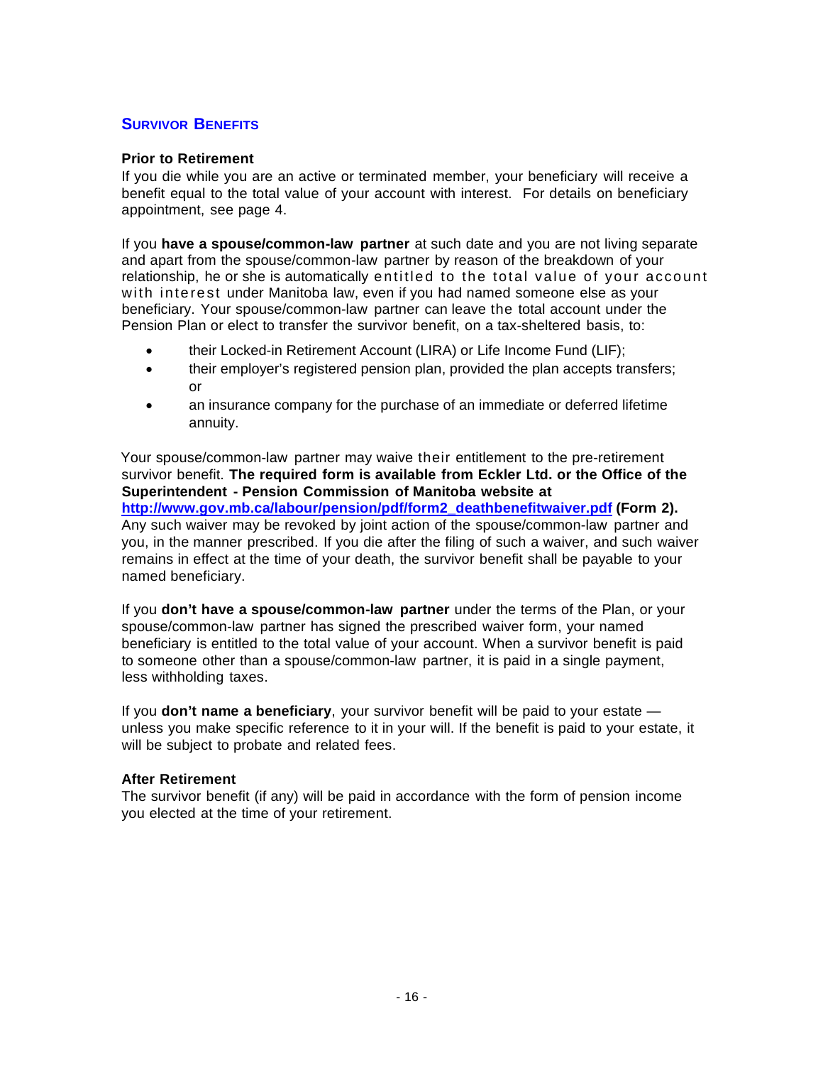## SURVIVOR BENEFITS

**Prior to Retirement**
If you die while you are an active or terminated member, your beneficiary will receive a benefit equal to the total value of your account with interest. For details on beneficiary appointment, see page 4.

If you **have a spouse/common-law partner** at such date and you are not living separate and apart from the spouse/common-law partner by reason of the breakdown of your relationship, he or she is automatically entitled to the total value of your account with interest under Manitoba law, even if you had named someone else as your beneficiary. Your spouse/common-law partner can leave the total account under the Pension Plan or elect to transfer the survivor benefit, on a tax-sheltered basis, to:

- their Locked-in Retirement Account (LIRA) or Life Income Fund (LIF);
- their employer's registered pension plan, provided the plan accepts transfers; or
- an insurance company for the purchase of an immediate or deferred lifetime annuity.

Your spouse/common-law partner may waive their entitlement to the pre-retirement survivor benefit. **The required form is available from Eckler Ltd. or the Office of the Superintendent - Pension Commission of Manitoba website at [http://www.gov.mb.ca/labour/pension/pdf/form2_deathbenefitwaiver.pdf](http://www.gov.mb.ca/labour/pension/pdf/form2_deathbenefitwaiver.pdf) (Form 2).** Any such waiver may be revoked by joint action of the spouse/common-law partner and you, in the manner prescribed. If you die after the filing of such a waiver, and such waiver remains in effect at the time of your death, the survivor benefit shall be payable to your named beneficiary.

If you **don't have a spouse/common-law partner** under the terms of the Plan, or your spouse/common-law partner has signed the prescribed waiver form, your named beneficiary is entitled to the total value of your account. When a survivor benefit is paid to someone other than a spouse/common-law partner, it is paid in a single payment, less withholding taxes.

If you **don't name a beneficiary**, your survivor benefit will be paid to your estate — unless you make specific reference to it in your will. If the benefit is paid to your estate, it will be subject to probate and related fees.

**After Retirement**
The survivor benefit (if any) will be paid in accordance with the form of pension income you elected at the time of your retirement.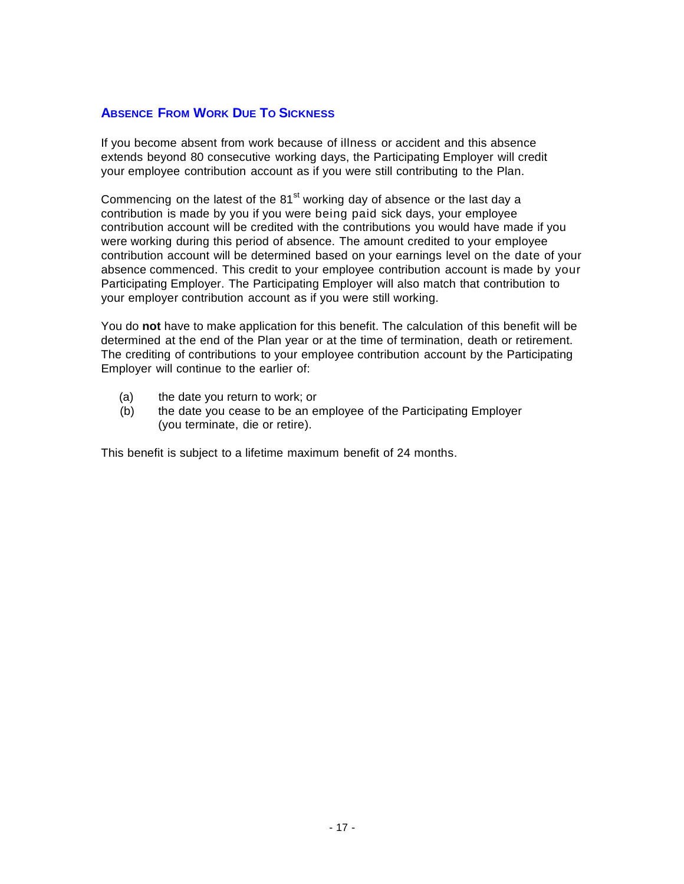## Absence From Work Due To Sickness

If you become absent from work because of illness or accident and this absence extends beyond 80 consecutive working days, the Participating Employer will credit your employee contribution account as if you were still contributing to the Plan.

Commencing on the latest of the 81st working day of absence or the last day a contribution is made by you if you were being paid sick days, your employee contribution account will be credited with the contributions you would have made if you were working during this period of absence. The amount credited to your employee contribution account will be determined based on your earnings level on the date of your absence commenced. This credit to your employee contribution account is made by your Participating Employer. The Participating Employer will also match that contribution to your employer contribution account as if you were still working.

You do **not** have to make application for this benefit. The calculation of this benefit will be determined at the end of the Plan year or at the time of termination, death or retirement. The crediting of contributions to your employee contribution account by the Participating Employer will continue to the earlier of:

(a) the date you return to work; or

(b) the date you cease to be an employee of the Participating Employer (you terminate, die or retire).

This benefit is subject to a lifetime maximum benefit of 24 months.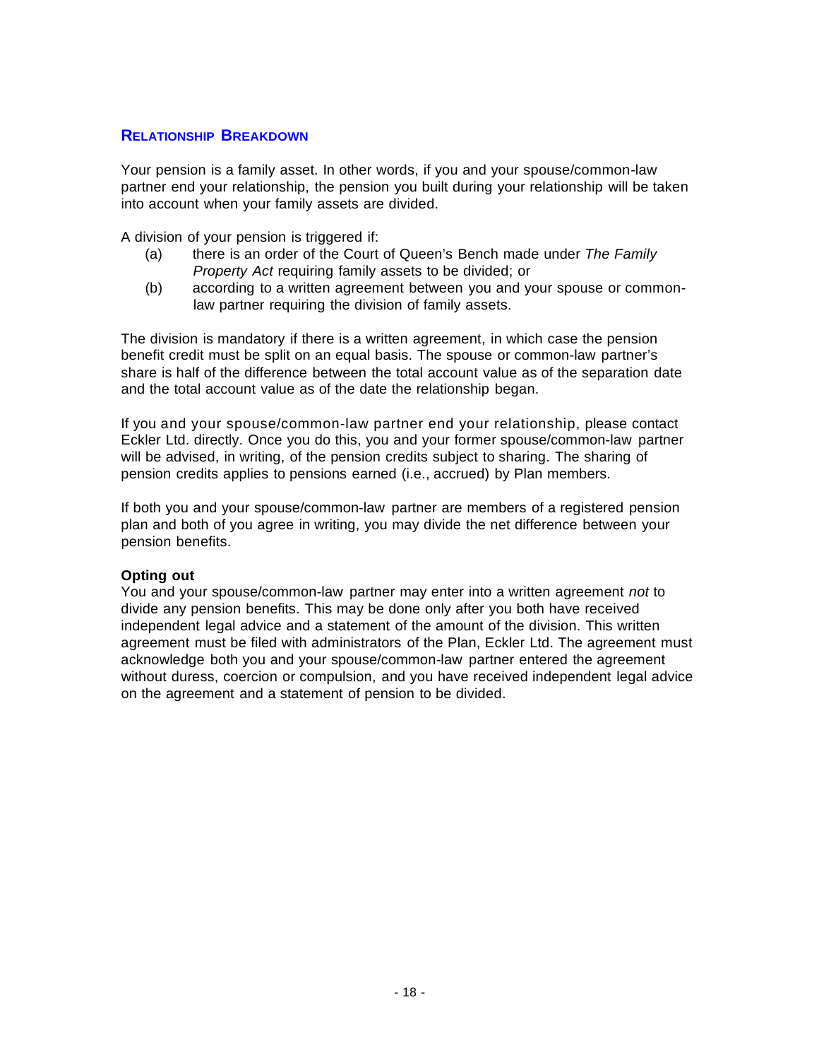## Relationship Breakdown

Your pension is a family asset. In other words, if you and your spouse/common-law partner end your relationship, the pension you built during your relationship will be taken into account when your family assets are divided.

A division of your pension is triggered if:

- (a) there is an order of the Court of Queen's Bench made under *The Family Property Act* requiring family assets to be divided; or
- (b) according to a written agreement between you and your spouse or common-law partner requiring the division of family assets.

The division is mandatory if there is a written agreement, in which case the pension benefit credit must be split on an equal basis. The spouse or common-law partner's share is half of the difference between the total account value as of the separation date and the total account value as of the date the relationship began.

If you and your spouse/common-law partner end your relationship, please contact Eckler Ltd. directly. Once you do this, you and your former spouse/common-law partner will be advised, in writing, of the pension credits subject to sharing. The sharing of pension credits applies to pensions earned (i.e., accrued) by Plan members.

If both you and your spouse/common-law partner are members of a registered pension plan and both of you agree in writing, you may divide the net difference between your pension benefits.

**Opting out**

You and your spouse/common-law partner may enter into a written agreement *not* to divide any pension benefits. This may be done only after you both have received independent legal advice and a statement of the amount of the division. This written agreement must be filed with administrators of the Plan, Eckler Ltd. The agreement must acknowledge both you and your spouse/common-law partner entered the agreement without duress, coercion or compulsion, and you have received independent legal advice on the agreement and a statement of pension to be divided.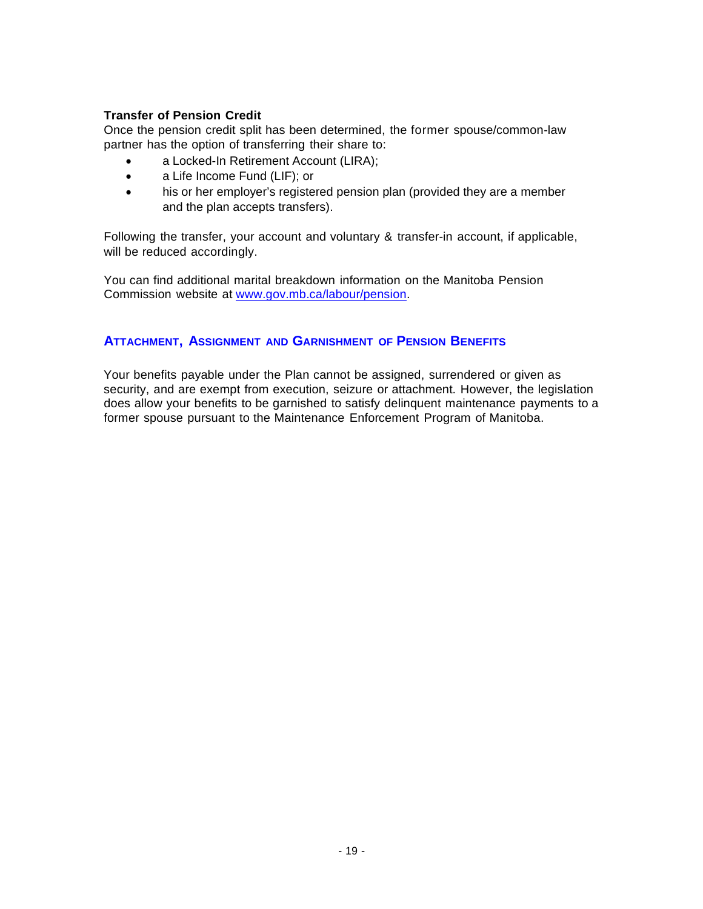### Transfer of Pension Credit

Once the pension credit split has been determined, the former spouse/common-law partner has the option of transferring their share to:

- a Locked-In Retirement Account (LIRA);
- a Life Income Fund (LIF); or
- his or her employer's registered pension plan (provided they are a member and the plan accepts transfers).

Following the transfer, your account and voluntary & transfer-in account, if applicable, will be reduced accordingly.

You can find additional marital breakdown information on the Manitoba Pension Commission website at [www.gov.mb.ca/labour/pension](http://www.gov.mb.ca/labour/pension).

## ATTACHMENT, ASSIGNMENT AND GARNISHMENT OF PENSION BENEFITS

Your benefits payable under the Plan cannot be assigned, surrendered or given as security, and are exempt from execution, seizure or attachment. However, the legislation does allow your benefits to be garnished to satisfy delinquent maintenance payments to a former spouse pursuant to the Maintenance Enforcement Program of Manitoba.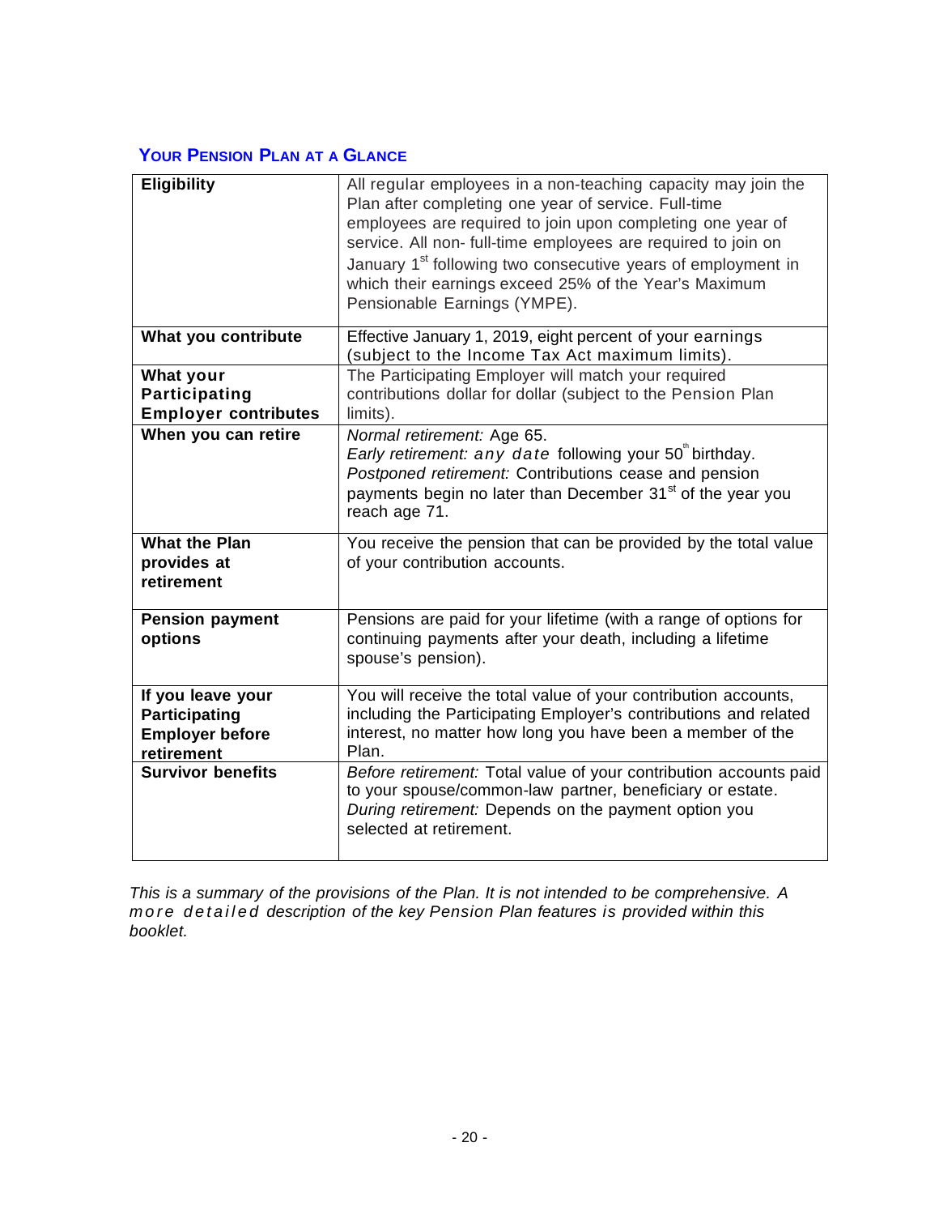## YOUR PENSION PLAN AT A GLANCE

| | |
|---|---|
| **Eligibility** | All regular employees in a non-teaching capacity may join the Plan after completing one year of service. Full-time employees are required to join upon completing one year of service. All non- full-time employees are required to join on January 1st following two consecutive years of employment in which their earnings exceed 25% of the Year's Maximum Pensionable Earnings (YMPE). |
| **What you contribute** | Effective January 1, 2019, eight percent of your earnings (subject to the Income Tax Act maximum limits). |
| **What your Participating Employer contributes** | The Participating Employer will match your required contributions dollar for dollar (subject to the Pension Plan limits). |
| **When you can retire** | *Normal retirement:* Age 65.<br>*Early retirement: any date* following your 50th birthday.<br>*Postponed retirement:* Contributions cease and pension payments begin no later than December 31st of the year you reach age 71. |
| **What the Plan provides at retirement** | You receive the pension that can be provided by the total value of your contribution accounts. |
| **Pension payment options** | Pensions are paid for your lifetime (with a range of options for continuing payments after your death, including a lifetime spouse's pension). |
| **If you leave your Participating Employer before retirement** | You will receive the total value of your contribution accounts, including the Participating Employer's contributions and related interest, no matter how long you have been a member of the Plan. |
| **Survivor benefits** | *Before retirement:* Total value of your contribution accounts paid to your spouse/common-law partner, beneficiary or estate.<br>*During retirement:* Depends on the payment option you selected at retirement. |

*This is a summary of the provisions of the Plan. It is not intended to be comprehensive. A more detailed description of the key Pension Plan features is provided within this booklet.*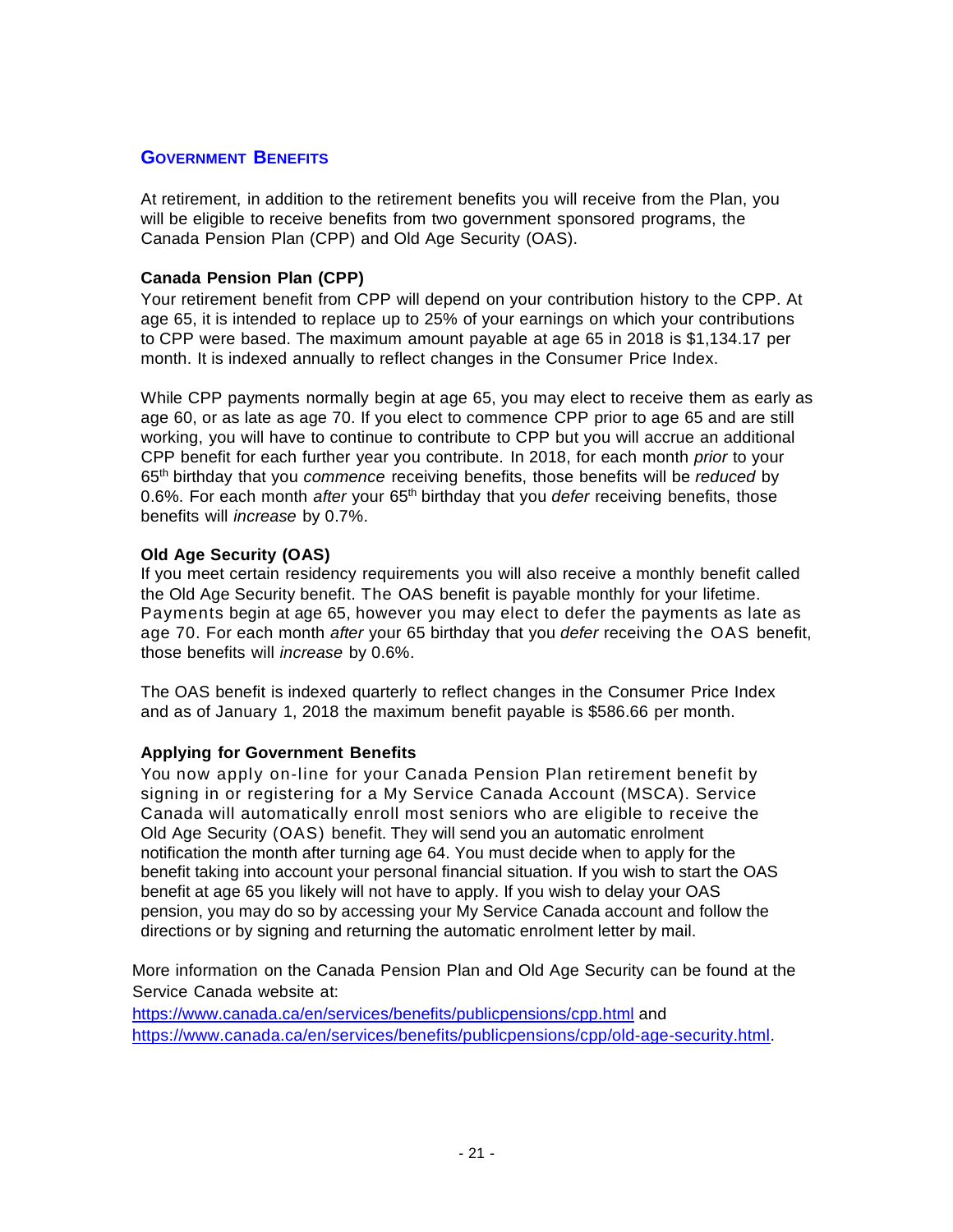## GOVERNMENT BENEFITS

At retirement, in addition to the retirement benefits you will receive from the Plan, you will be eligible to receive benefits from two government sponsored programs, the Canada Pension Plan (CPP) and Old Age Security (OAS).

**Canada Pension Plan (CPP)**

Your retirement benefit from CPP will depend on your contribution history to the CPP. At age 65, it is intended to replace up to 25% of your earnings on which your contributions to CPP were based. The maximum amount payable at age 65 in 2018 is $1,134.17 per month. It is indexed annually to reflect changes in the Consumer Price Index.

While CPP payments normally begin at age 65, you may elect to receive them as early as age 60, or as late as age 70. If you elect to commence CPP prior to age 65 and are still working, you will have to continue to contribute to CPP but you will accrue an additional CPP benefit for each further year you contribute. In 2018, for each month *prior* to your 65th birthday that you *commence* receiving benefits, those benefits will be *reduced* by 0.6%. For each month *after* your 65th birthday that you *defer* receiving benefits, those benefits will *increase* by 0.7%.

**Old Age Security (OAS)**

If you meet certain residency requirements you will also receive a monthly benefit called the Old Age Security benefit. The OAS benefit is payable monthly for your lifetime. Payments begin at age 65, however you may elect to defer the payments as late as age 70. For each month *after* your 65 birthday that you *defer* receiving the OAS benefit, those benefits will *increase* by 0.6%.

The OAS benefit is indexed quarterly to reflect changes in the Consumer Price Index and as of January 1, 2018 the maximum benefit payable is $586.66 per month.

**Applying for Government Benefits**

You now apply on-line for your Canada Pension Plan retirement benefit by signing in or registering for a My Service Canada Account (MSCA). Service Canada will automatically enroll most seniors who are eligible to receive the Old Age Security (OAS) benefit. They will send you an automatic enrolment notification the month after turning age 64. You must decide when to apply for the benefit taking into account your personal financial situation. If you wish to start the OAS benefit at age 65 you likely will not have to apply. If you wish to delay your OAS pension, you may do so by accessing your My Service Canada account and follow the directions or by signing and returning the automatic enrolment letter by mail.

More information on the Canada Pension Plan and Old Age Security can be found at the Service Canada website at:
https://www.canada.ca/en/services/benefits/publicpensions/cpp.html and
https://www.canada.ca/en/services/benefits/publicpensions/cpp/old-age-security.html.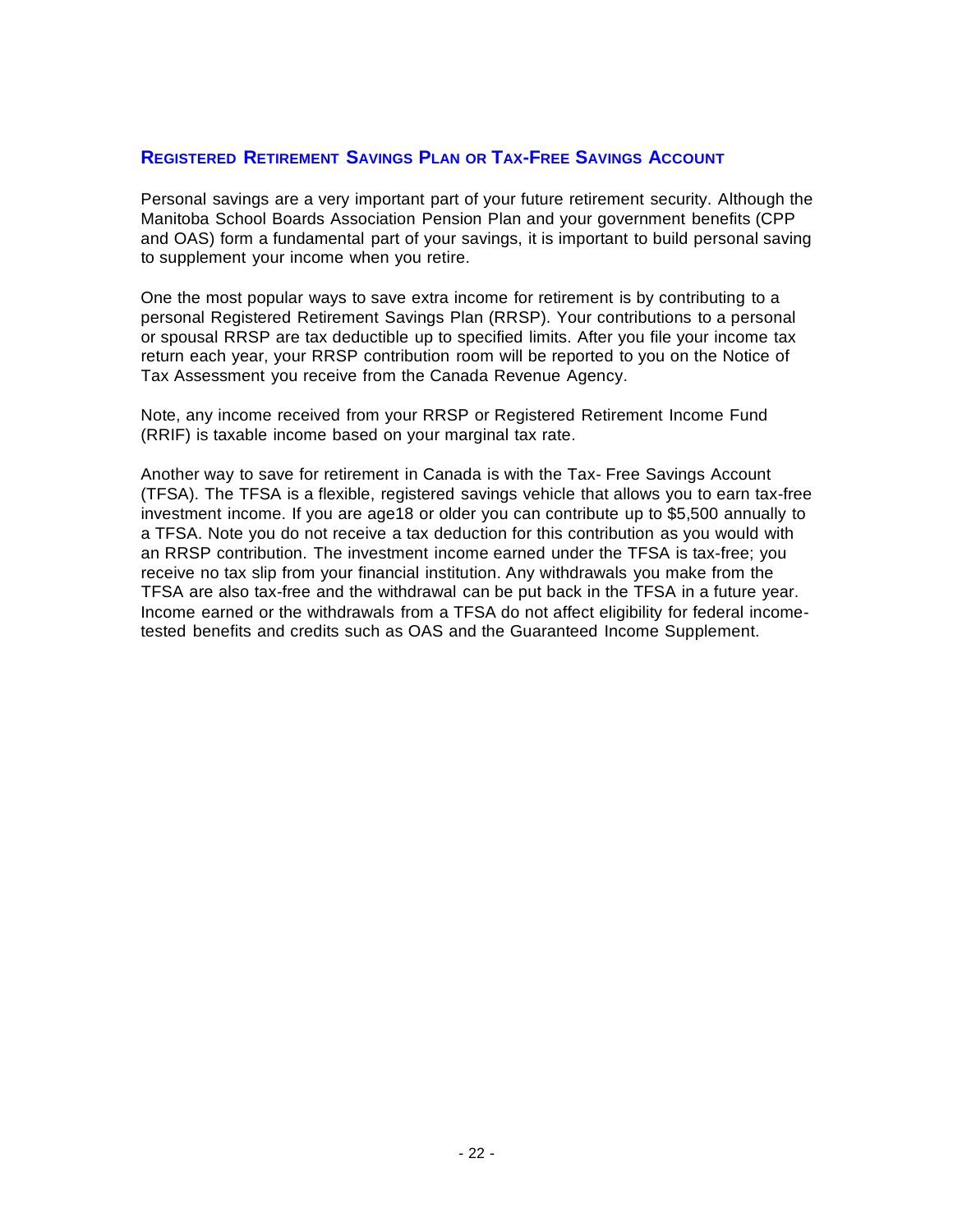## REGISTERED RETIREMENT SAVINGS PLAN OR TAX-FREE SAVINGS ACCOUNT

Personal savings are a very important part of your future retirement security. Although the Manitoba School Boards Association Pension Plan and your government benefits (CPP and OAS) form a fundamental part of your savings, it is important to build personal saving to supplement your income when you retire.

One the most popular ways to save extra income for retirement is by contributing to a personal Registered Retirement Savings Plan (RRSP). Your contributions to a personal or spousal RRSP are tax deductible up to specified limits. After you file your income tax return each year, your RRSP contribution room will be reported to you on the Notice of Tax Assessment you receive from the Canada Revenue Agency.

Note, any income received from your RRSP or Registered Retirement Income Fund (RRIF) is taxable income based on your marginal tax rate.

Another way to save for retirement in Canada is with the Tax- Free Savings Account (TFSA). The TFSA is a flexible, registered savings vehicle that allows you to earn tax-free investment income. If you are age18 or older you can contribute up to $5,500 annually to a TFSA. Note you do not receive a tax deduction for this contribution as you would with an RRSP contribution. The investment income earned under the TFSA is tax-free; you receive no tax slip from your financial institution. Any withdrawals you make from the TFSA are also tax-free and the withdrawal can be put back in the TFSA in a future year. Income earned or the withdrawals from a TFSA do not affect eligibility for federal income-tested benefits and credits such as OAS and the Guaranteed Income Supplement.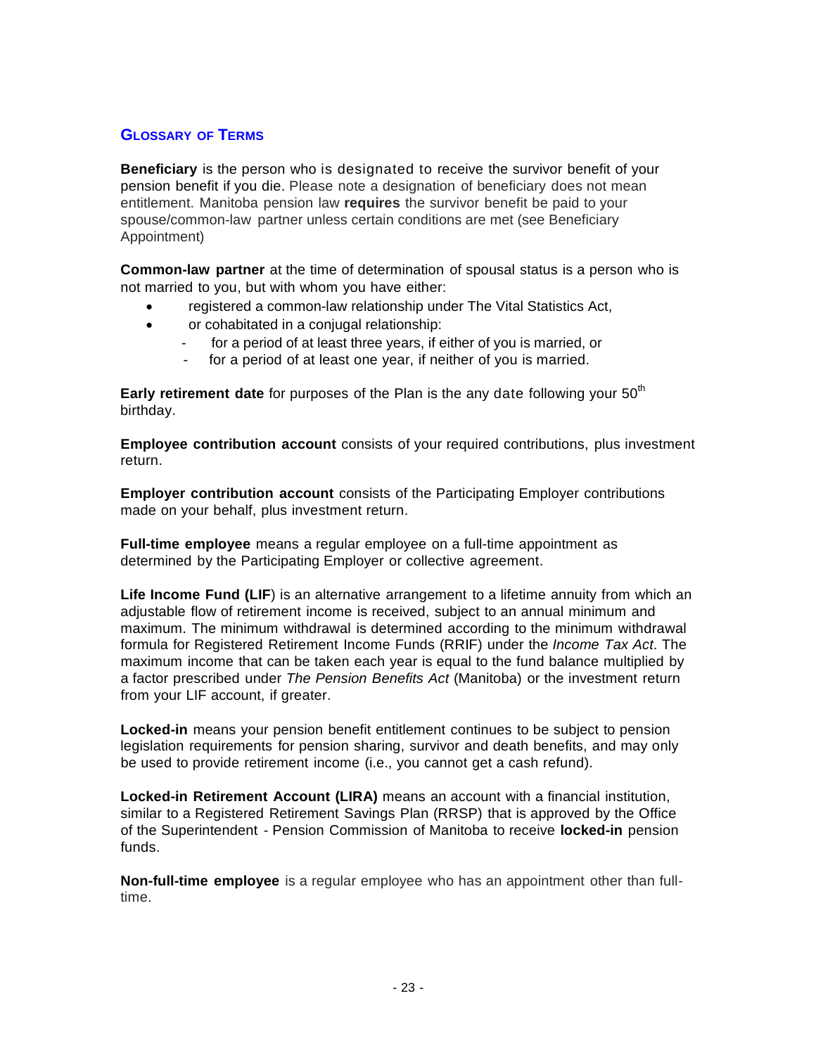## Glossary of Terms

**Beneficiary** is the person who is designated to receive the survivor benefit of your pension benefit if you die. Please note a designation of beneficiary does not mean entitlement. Manitoba pension law **requires** the survivor benefit be paid to your spouse/common-law partner unless certain conditions are met (see Beneficiary Appointment)

**Common-law partner** at the time of determination of spousal status is a person who is not married to you, but with whom you have either:

- registered a common-law relationship under The Vital Statistics Act,
- or cohabitated in a conjugal relationship:
    - for a period of at least three years, if either of you is married, or
    - for a period of at least one year, if neither of you is married.

**Early retirement date** for purposes of the Plan is the any date following your 50th birthday.

**Employee contribution account** consists of your required contributions, plus investment return.

**Employer contribution account** consists of the Participating Employer contributions made on your behalf, plus investment return.

**Full-time employee** means a regular employee on a full-time appointment as determined by the Participating Employer or collective agreement.

**Life Income Fund (LIF**) is an alternative arrangement to a lifetime annuity from which an adjustable flow of retirement income is received, subject to an annual minimum and maximum. The minimum withdrawal is determined according to the minimum withdrawal formula for Registered Retirement Income Funds (RRIF) under the *Income Tax Act*. The maximum income that can be taken each year is equal to the fund balance multiplied by a factor prescribed under *The Pension Benefits Act* (Manitoba) or the investment return from your LIF account, if greater.

**Locked-in** means your pension benefit entitlement continues to be subject to pension legislation requirements for pension sharing, survivor and death benefits, and may only be used to provide retirement income (i.e., you cannot get a cash refund).

**Locked-in Retirement Account (LIRA)** means an account with a financial institution, similar to a Registered Retirement Savings Plan (RRSP) that is approved by the Office of the Superintendent - Pension Commission of Manitoba to receive **locked-in** pension funds.

**Non-full-time employee** is a regular employee who has an appointment other than full-time.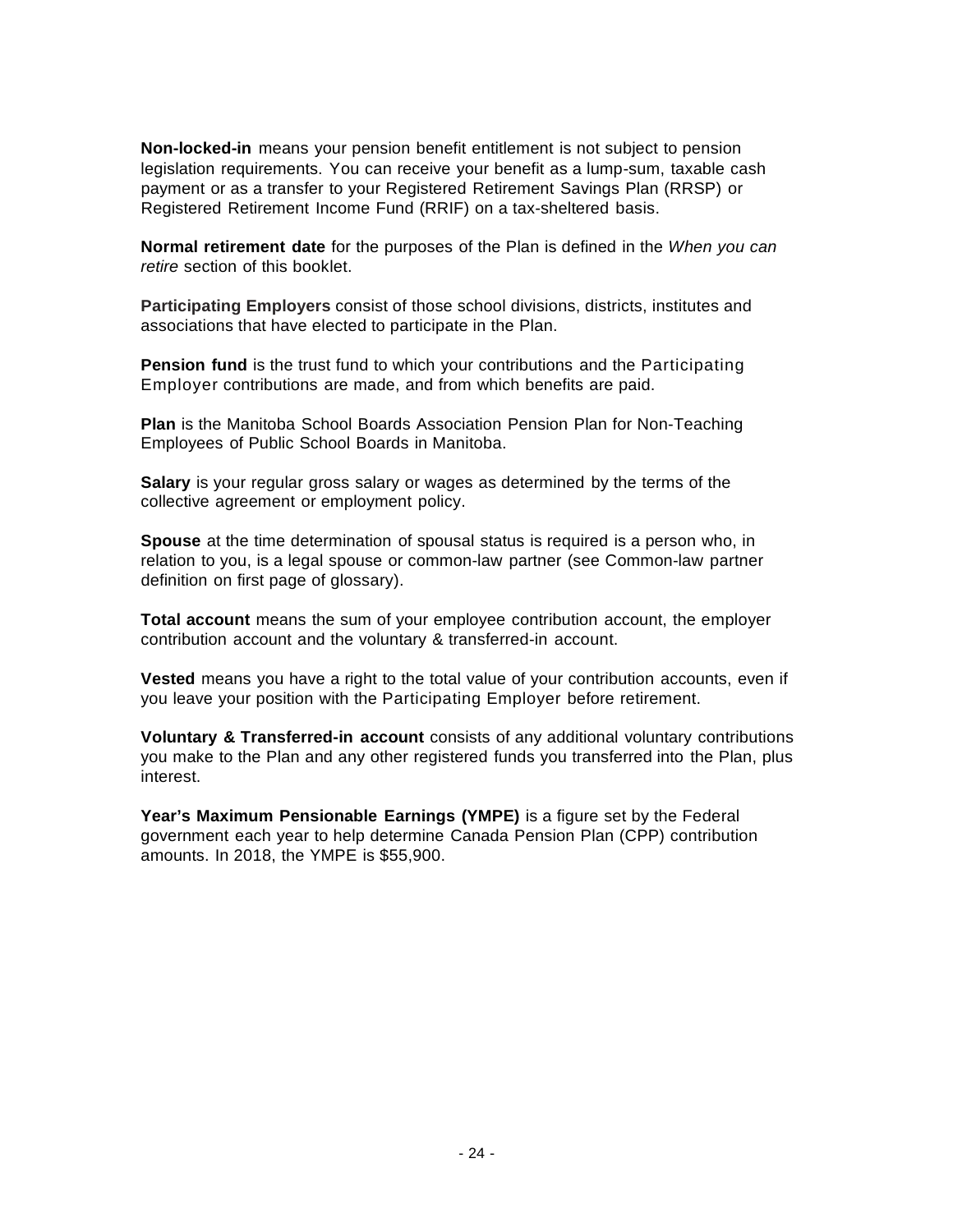**Non-locked-in** means your pension benefit entitlement is not subject to pension legislation requirements. You can receive your benefit as a lump-sum, taxable cash payment or as a transfer to your Registered Retirement Savings Plan (RRSP) or Registered Retirement Income Fund (RRIF) on a tax-sheltered basis.

**Normal retirement date** for the purposes of the Plan is defined in the *When you can retire* section of this booklet.

**Participating Employers** consist of those school divisions, districts, institutes and associations that have elected to participate in the Plan.

**Pension fund** is the trust fund to which your contributions and the Participating Employer contributions are made, and from which benefits are paid.

**Plan** is the Manitoba School Boards Association Pension Plan for Non-Teaching Employees of Public School Boards in Manitoba.

**Salary** is your regular gross salary or wages as determined by the terms of the collective agreement or employment policy.

**Spouse** at the time determination of spousal status is required is a person who, in relation to you, is a legal spouse or common-law partner (see Common-law partner definition on first page of glossary).

**Total account** means the sum of your employee contribution account, the employer contribution account and the voluntary & transferred-in account.

**Vested** means you have a right to the total value of your contribution accounts, even if you leave your position with the Participating Employer before retirement.

**Voluntary & Transferred-in account** consists of any additional voluntary contributions you make to the Plan and any other registered funds you transferred into the Plan, plus interest.

**Year's Maximum Pensionable Earnings (YMPE)** is a figure set by the Federal government each year to help determine Canada Pension Plan (CPP) contribution amounts. In 2018, the YMPE is $55,900.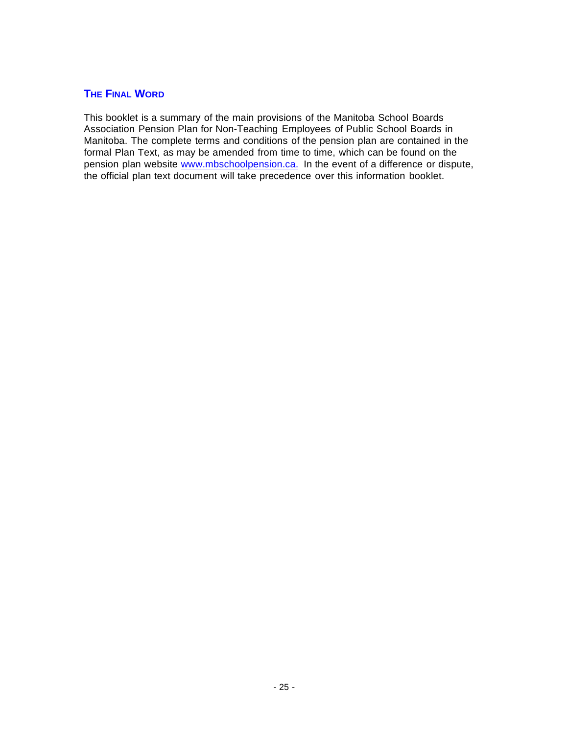## The Final Word

This booklet is a summary of the main provisions of the Manitoba School Boards Association Pension Plan for Non-Teaching Employees of Public School Boards in Manitoba. The complete terms and conditions of the pension plan are contained in the formal Plan Text, as may be amended from time to time, which can be found on the pension plan website www.mbschoolpension.ca. In the event of a difference or dispute, the official plan text document will take precedence over this information booklet.